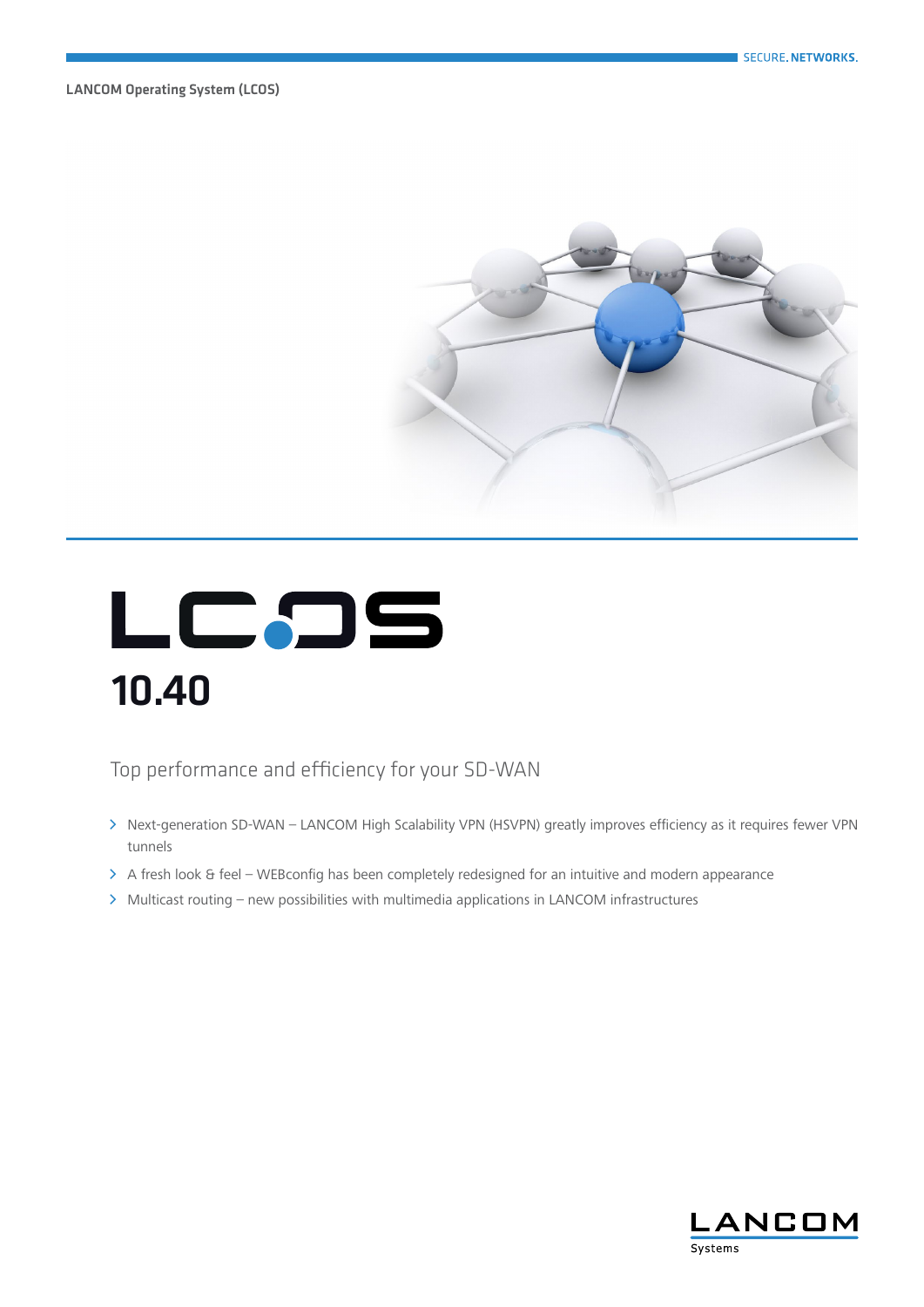LANCOM Operating System (LCOS)

# LCOS

# 10.40

## Top performance and efficiency for your SD-WAN

- Next-generation SD-WAN – LANCOM High Scalability VPN (HSVPN) greatly improves efficiency as it requires fewer VPN tunnels
- A fresh look & feel – WEBconfig has been completely redesigned for an intuitive and modern appearance
- Multicast routing – new possibilities with multimedia applications in LANCOM infrastructures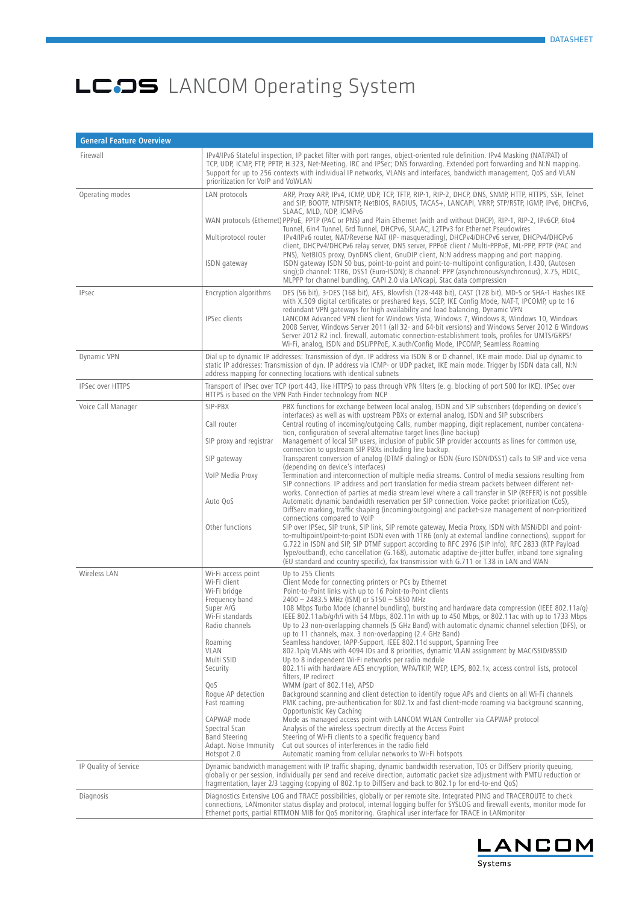# LCOS LANCOM Operating System

| General Feature Overview | | |
|---|---|---|
| Firewall | IPv4/IPv6 Stateful inspection, IP packet filter with port ranges, object-oriented rule definition. IPv4 Masking (NAT/PAT) of TCP, UDP, ICMP, FTP, PPTP, H.323, Net-Meeting, IRC and IPSec; DNS forwarding. Extended port forwarding and N:N mapping. Support for up to 256 contexts with individual IP networks, VLANs and interfaces, bandwidth management, QoS and VLAN prioritization for VoIP and VoWLAN | |
| Operating modes | LAN protocols | ARP, Proxy ARP, IPv4, ICMP, UDP, TCP, TFTP, RIP-1, RIP-2, DHCP, DNS, SNMP, HTTP, HTTPS, SSH, Telnet and SIP, BOOTP, NTP/SNTP, NetBIOS, RADIUS, TACAS+, LANCAPI, VRRP, STP/RSTP, IGMP, IPv6, DHCPv6, SLAAC, MLD, NDP, ICMPv6 |
| | WAN protocols (Ethernet) | PPPoE, PPTP (PAC or PNS) and Plain Ethernet (with and without DHCP), RIP-1, RIP-2, IPv6CP, 6to4 Tunnel, 6in4 Tunnel, 6rd Tunnel, DHCPv6, SLAAC, L2TPv3 for Ethernet Pseudowires |
| | Multiprotocol router | IPv4/IPv6 router, NAT/Reverse NAT (IP- masquerading), DHCPv4/DHCPv6 server, DHCPv4/DHCPv6 client, DHCPv4/DHCPv6 relay server, DNS server, PPPoE client / Multi-PPPoE, ML-PPP, PPTP (PAC and PNS), NetBIOS proxy, DynDNS client, GnuDIP client, N:N address mapping and port mapping. |
| | ISDN gateway | ISDN gateway ISDN S0 bus, point-to-point and point-to-multipoint configuration, I.430, (Autosen sing);D channel: 1TR6, DSS1 (Euro-ISDN); B channel: PPP (asynchronous/synchronous), X.75, HDLC, MLPPP for channel bundling, CAPI 2.0 via LANcapi, Stac data compression |
| IPsec | Encryption algorithms | DES (56 bit), 3-DES (168 bit), AES, Blowfish (128-448 bit), CAST (128 bit), MD-5 or SHA-1 Hashes IKE with X.509 digital certificates or preshared keys, SCEP, IKE Config Mode, NAT-T, IPCOMP, up to 16 redundant VPN gateways for high availability and load balancing, Dynamic VPN |
| | IPSec clients | LANCOM Advanced VPN client for Windows Vista, Windows 7, Windows 8, Windows 10, Windows 2008 Server, Windows Server 2011 (all 32- and 64-bit versions) and Windows Server 2012 & Windows Server 2012 R2 incl. firewall, automatic connection-establishment tools, profiles for UMTS/GRPS/ Wi-Fi, analog, ISDN and DSL/PPPoE, X.auth/Config Mode, IPCOMP, Seamless Roaming |
| Dynamic VPN | Dial up to dynamic IP addresses: Transmission of dyn. IP address via ISDN B or D channel, IKE main mode. Dial up dynamic to static IP addresses: Transmission of dyn. IP address via ICMP- or UDP packet, IKE main mode. Trigger by ISDN data call, N:N address mapping for connecting locations with identical subnets | |
| IPSec over HTTPS | Transport of IPsec over TCP (port 443, like HTTPS) to pass through VPN filters (e. g. blocking of port 500 for IKE). IPSec over HTTPS is based on the VPN Path Finder technology from NCP | |
| Voice Call Manager | SIP-PBX | PBX functions for exchange between local analog, ISDN and SIP subscribers (depending on device's interfaces) as well as with upstream PBXs or external analog, ISDN and SIP subscribers |
| | Call router | Central routing of incoming/outgoing Calls, number mapping, digit replacement, number concatenation, configuration of several alternative target lines (line backup) |
| | SIP proxy and registrar | Management of local SIP users, inclusion of public SIP provider accounts as lines for common use, connection to upstream SIP PBXs including line backup. |
| | SIP gateway | Transparent conversion of analog (DTMF dialing) or ISDN (Euro ISDN/DSS1) calls to SIP and vice versa (depending on device's interfaces) |
| | VoIP Media Proxy | Termination and interconnection of multiple media streams. Control of media sessions resulting from SIP connections. IP address and port translation for media stream packets between different networks. Connection of parties at media stream level where a call transfer in SIP (REFER) is not possible |
| | Auto QoS | Automatic dynamic bandwidth reservation per SIP connection. Voice packet prioritization (CoS), DiffServ marking, traffic shaping (incoming/outgoing) and packet-size management of non-prioritized connections compared to VoIP |
| | Other functions | SIP over IPSec, SIP trunk, SIP link, SIP remote gateway, Media Proxy, ISDN with MSN/DDI and point-to-multipoint/point-to-point ISDN even with 1TR6 (only at external landline connections), support for G.722 in ISDN and SIP, SIP DTMF support according to RFC 2976 (SIP Info), RFC 2833 (RTP Payload Type/outband), echo cancellation (G.168), automatic adaptive de-jitter buffer, inband tone signaling (EU standard and country specific), fax transmission with G.711 or T.38 in LAN and WAN |
| Wireless LAN | Wi-Fi access point | Up to 255 Clients |
| | Wi-Fi client | Client Mode for connecting printers or PCs by Ethernet |
| | Wi-Fi bridge | Point-to-Point links with up to 16 Point-to-Point clients |
| | Frequency band | 2400 – 2483.5 MHz (ISM) or 5150 – 5850 MHz |
| | Super A/G | 108 Mbps Turbo Mode (channel bundling), bursting and hardware data compression (IEEE 802.11a/g) |
| | Wi-Fi standards | IEEE 802.11a/b/g/h/i with 54 Mbps, 802.11n with up to 450 Mbps, or 802.11ac with up to 1733 Mbps |
| | Radio channels | Up to 23 non-overlapping channels (5 GHz Band) with automatic dynamic channel selection (DFS), or up to 11 channels, max. 3 non-overlapping (2.4 GHz Band) |
| | Roaming | Seamless handover, IAPP-Support, IEEE 802.11d support, Spanning Tree |
| | VLAN | 802.1p/q VLANs with 4094 IDs and 8 priorities, dynamic VLAN assignment by MAC/SSID/BSSID |
| | Multi SSID | Up to 8 independent Wi-Fi networks per radio module |
| | Security | 802.11i with hardware AES encryption, WPA/TKIP, WEP, LEPS, 802.1x, access control lists, protocol filters, IP redirect |
| | QoS | WMM (part of 802.11e), APSD |
| | Rogue AP detection | Background scanning and client detection to identify rogue APs and clients on all Wi-Fi channels |
| | Fast roaming | PMK caching, pre-authentication for 802.1x and fast client-mode roaming via background scanning, Opportunistic Key Caching |
| | CAPWAP mode | Mode as managed access point with LANCOM WLAN Controller via CAPWAP protocol |
| | Spectral Scan | Analysis of the wireless spectrum directly at the Access Point |
| | Band Steering | Steering of Wi-Fi clients to a specific frequency band |
| | Adapt. Noise Immunity | Cut out sources of interferences in the radio field |
| | Hotspot 2.0 | Automatic roaming from cellular networks to Wi-Fi hotspots |
| IP Quality of Service | Dynamic bandwidth management with IP traffic shaping, dynamic bandwidth reservation, TOS or DiffServ priority queuing, globally or per session, individually per send and receive direction, automatic packet size adjustment with PMTU reduction or fragmentation, layer 2/3 tagging (copying of 802.1p to DiffServ and back to 802.1p for end-to-end QoS) | |
| Diagnosis | Diagnostics Extensive LOG and TRACE possibilities, globally or per remote site. Integrated PING and TRACEROUTE to check connections, LANmonitor status display and protocol, internal logging buffer for SYSLOG and firewall events, monitor mode for Ethernet ports, partial RTTMON MIB for QoS monitoring. Graphical user interface for TRACE in LANmonitor | |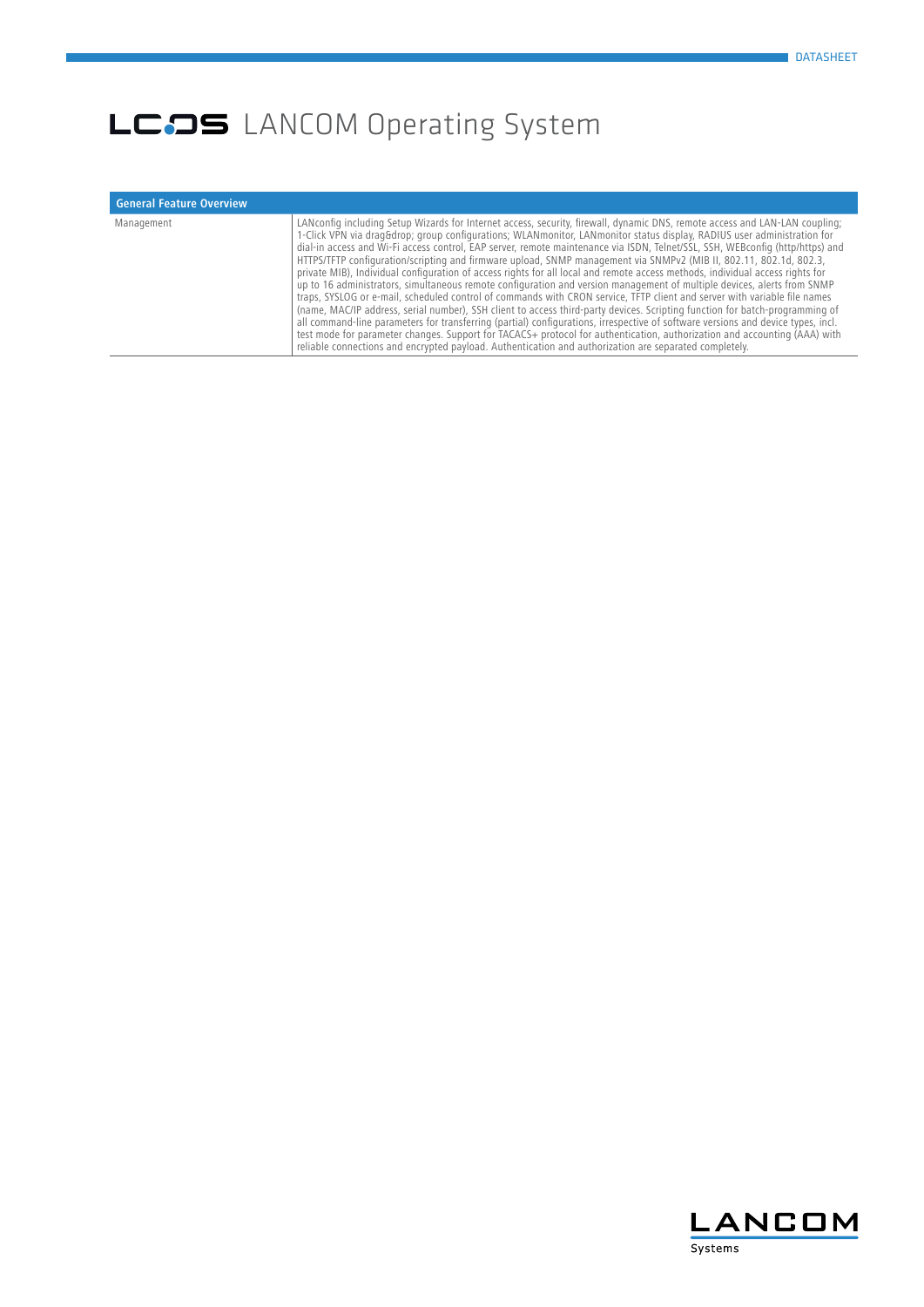# LCOS LANCOM Operating System

| General Feature Overview | |
|---|---|
| Management | LANconfig including Setup Wizards for Internet access, security, firewall, dynamic DNS, remote access and LAN-LAN coupling; 1-Click VPN via drag&drop; group configurations; WLANmonitor, LANmonitor status display, RADIUS user administration for dial-in access and Wi-Fi access control, EAP server, remote maintenance via ISDN, Telnet/SSL, SSH, WEBconfig (http/https) and HTTPS/TFTP configuration/scripting and firmware upload, SNMP management via SNMPv2 (MIB II, 802.11, 802.1d, 802.3, private MIB), Individual configuration of access rights for all local and remote access methods, individual access rights for up to 16 administrators, simultaneous remote configuration and version management of multiple devices, alerts from SNMP traps, SYSLOG or e-mail, scheduled control of commands with CRON service, TFTP client and server with variable file names (name, MAC/IP address, serial number), SSH client to access third-party devices. Scripting function for batch-programming of all command-line parameters for transferring (partial) configurations, irrespective of software versions and device types, incl. test mode for parameter changes. Support for TACACS+ protocol for authentication, authorization and accounting (AAA) with reliable connections and encrypted payload. Authentication and authorization are separated completely. |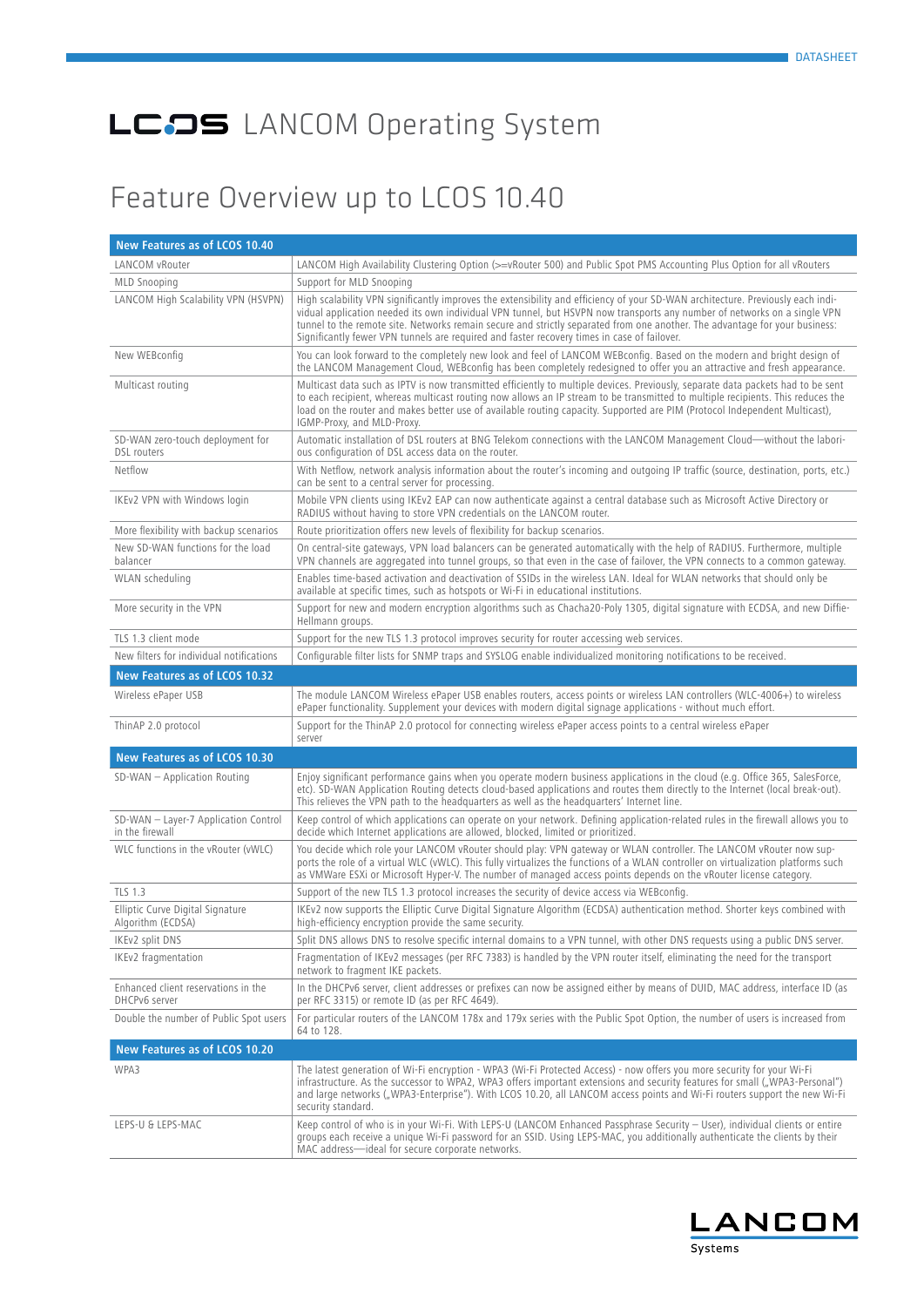# LCOS LANCOM Operating System

# Feature Overview up to LCOS 10.40

| New Features as of LCOS 10.40 | |
|---|---|
| LANCOM vRouter | LANCOM High Availability Clustering Option (>=vRouter 500) and Public Spot PMS Accounting Plus Option for all vRouters |
| MLD Snooping | Support for MLD Snooping |
| LANCOM High Scalability VPN (HSVPN) | High scalability VPN significantly improves the extensibility and efficiency of your SD-WAN architecture. Previously each individual application needed its own individual VPN tunnel, but HSVPN now transports any number of networks on a single VPN tunnel to the remote site. Networks remain secure and strictly separated from one another. The advantage for your business: Significantly fewer VPN tunnels are required and faster recovery times in case of failover. |
| New WEBconfig | You can look forward to the completely new look and feel of LANCOM WEBconfig. Based on the modern and bright design of the LANCOM Management Cloud, WEBconfig has been completely redesigned to offer you an attractive and fresh appearance. |
| Multicast routing | Multicast data such as IPTV is now transmitted efficiently to multiple devices. Previously, separate data packets had to be sent to each recipient, whereas multicast routing now allows an IP stream to be transmitted to multiple recipients. This reduces the load on the router and makes better use of available routing capacity. Supported are PIM (Protocol Independent Multicast), IGMP-Proxy, and MLD-Proxy. |
| SD-WAN zero-touch deployment for DSL routers | Automatic installation of DSL routers at BNG Telekom connections with the LANCOM Management Cloud—without the laborious configuration of DSL access data on the router. |
| Netflow | With Netflow, network analysis information about the router's incoming and outgoing IP traffic (source, destination, ports, etc.) can be sent to a central server for processing. |
| IKEv2 VPN with Windows login | Mobile VPN clients using IKEv2 EAP can now authenticate against a central database such as Microsoft Active Directory or RADIUS without having to store VPN credentials on the LANCOM router. |
| More flexibility with backup scenarios | Route prioritization offers new levels of flexibility for backup scenarios. |
| New SD-WAN functions for the load balancer | On central-site gateways, VPN load balancers can be generated automatically with the help of RADIUS. Furthermore, multiple VPN channels are aggregated into tunnel groups, so that even in the case of failover, the VPN connects to a common gateway. |
| WLAN scheduling | Enables time-based activation and deactivation of SSIDs in the wireless LAN. Ideal for WLAN networks that should only be available at specific times, such as hotspots or Wi-Fi in educational institutions. |
| More security in the VPN | Support for new and modern encryption algorithms such as Chacha20-Poly 1305, digital signature with ECDSA, and new Diffie-Hellmann groups. |
| TLS 1.3 client mode | Support for the new TLS 1.3 protocol improves security for router accessing web services. |
| New filters for individual notifications | Configurable filter lists for SNMP traps and SYSLOG enable individualized monitoring notifications to be received. |
| **New Features as of LCOS 10.32** | |
| Wireless ePaper USB | The module LANCOM Wireless ePaper USB enables routers, access points or wireless LAN controllers (WLC-4006+) to wireless ePaper functionality. Supplement your devices with modern digital signage applications - without much effort. |
| ThinAP 2.0 protocol | Support for the ThinAP 2.0 protocol for connecting wireless ePaper access points to a central wireless ePaper server |
| **New Features as of LCOS 10.30** | |
| SD-WAN – Application Routing | Enjoy significant performance gains when you operate modern business applications in the cloud (e.g. Office 365, SalesForce, etc). SD-WAN Application Routing detects cloud-based applications and routes them directly to the Internet (local break-out). This relieves the VPN path to the headquarters as well as the headquarters' Internet line. |
| SD-WAN – Layer-7 Application Control in the firewall | Keep control of which applications can operate on your network. Defining application-related rules in the firewall allows you to decide which Internet applications are allowed, blocked, limited or prioritized. |
| WLC functions in the vRouter (vWLC) | You decide which role your LANCOM vRouter should play: VPN gateway or WLAN controller. The LANCOM vRouter now supports the role of a virtual WLC (vWLC). This fully virtualizes the functions of a WLAN controller on virtualization platforms such as VMWare ESXi or Microsoft Hyper-V. The number of managed access points depends on the vRouter license category. |
| TLS 1.3 | Support of the new TLS 1.3 protocol increases the security of device access via WEBconfig. |
| Elliptic Curve Digital Signature Algorithm (ECDSA) | IKEv2 now supports the Elliptic Curve Digital Signature Algorithm (ECDSA) authentication method. Shorter keys combined with high-efficiency encryption provide the same security. |
| IKEv2 split DNS | Split DNS allows DNS to resolve specific internal domains to a VPN tunnel, with other DNS requests using a public DNS server. |
| IKEv2 fragmentation | Fragmentation of IKEv2 messages (per RFC 7383) is handled by the VPN router itself, eliminating the need for the transport network to fragment IKE packets. |
| Enhanced client reservations in the DHCPv6 server | In the DHCPv6 server, client addresses or prefixes can now be assigned either by means of DUID, MAC address, interface ID (as per RFC 3315) or remote ID (as per RFC 4649). |
| Double the number of Public Spot users | For particular routers of the LANCOM 178x and 179x series with the Public Spot Option, the number of users is increased from 64 to 128. |
| **New Features as of LCOS 10.20** | |
| WPA3 | The latest generation of Wi-Fi encryption - WPA3 (Wi-Fi Protected Access) - now offers you more security for your Wi-Fi infrastructure. As the successor to WPA2, WPA3 offers important extensions and security features for small („WPA3-Personal") and large networks („WPA3-Enterprise"). With LCOS 10.20, all LANCOM access points and Wi-Fi routers support the new Wi-Fi security standard. |
| LEPS-U & LEPS-MAC | Keep control of who is in your Wi-Fi. With LEPS-U (LANCOM Enhanced Passphrase Security – User), individual clients or entire groups each receive a unique Wi-Fi password for an SSID. Using LEPS-MAC, you additionally authenticate the clients by their MAC address—ideal for secure corporate networks. |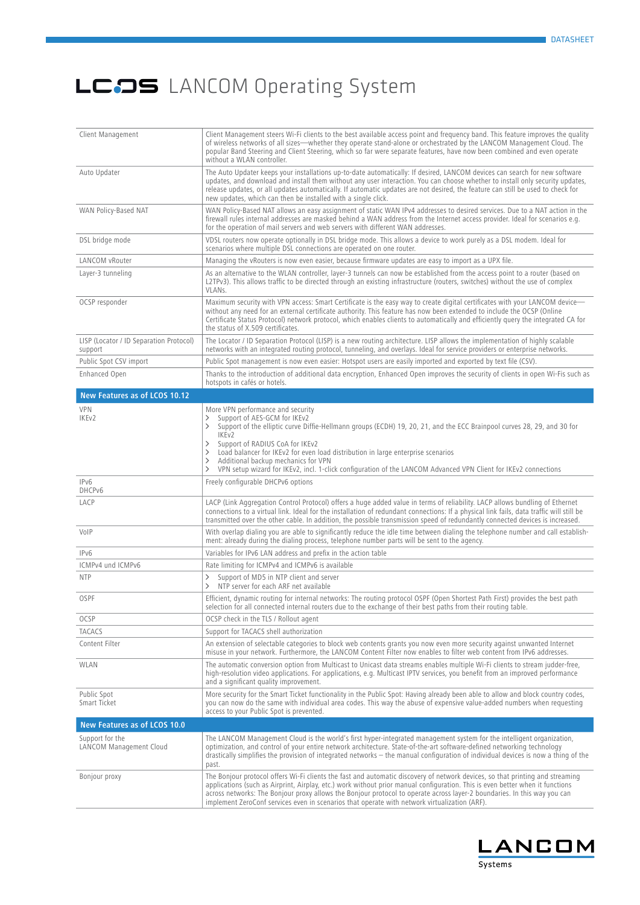# LCOS LANCOM Operating System

| | |
|---|---|
| Client Management | Client Management steers Wi-Fi clients to the best available access point and frequency band. This feature improves the quality of wireless networks of all sizes—whether they operate stand-alone or orchestrated by the LANCOM Management Cloud. The popular Band Steering and Client Steering, which so far were separate features, have now been combined and even operate without a WLAN controller. |
| Auto Updater | The Auto Updater keeps your installations up-to-date automatically: If desired, LANCOM devices can search for new software updates, and download and install them without any user interaction. You can choose whether to install only security updates, release updates, or all updates automatically. If automatic updates are not desired, the feature can still be used to check for new updates, which can then be installed with a single click. |
| WAN Policy-Based NAT | WAN Policy-Based NAT allows an easy assignment of static WAN IPv4 addresses to desired services. Due to a NAT action in the firewall rules internal addresses are masked behind a WAN address from the Internet access provider. Ideal for scenarios e.g. for the operation of mail servers and web servers with different WAN addresses. |
| DSL bridge mode | VDSL routers now operate optionally in DSL bridge mode. This allows a device to work purely as a DSL modem. Ideal for scenarios where multiple DSL connections are operated on one router. |
| LANCOM vRouter | Managing the vRouters is now even easier, because firmware updates are easy to import as a UPX file. |
| Layer-3 tunneling | As an alternative to the WLAN controller, layer-3 tunnels can now be established from the access point to a router (based on L2TPv3). This allows traffic to be directed through an existing infrastructure (routers, switches) without the use of complex VLANs. |
| OCSP responder | Maximum security with VPN access: Smart Certificate is the easy way to create digital certificates with your LANCOM device—without any need for an external certificate authority. This feature has now been extended to include the OCSP (Online Certificate Status Protocol) network protocol, which enables clients to automatically and efficiently query the integrated CA for the status of X.509 certificates. |
| LISP (Locator / ID Separation Protocol) support | The Locator / ID Separation Protocol (LISP) is a new routing architecture. LISP allows the implementation of highly scalable networks with an integrated routing protocol, tunneling, and overlays. Ideal for service providers or enterprise networks. |
| Public Spot CSV import | Public Spot management is now even easier: Hotspot users are easily imported and exported by text file (CSV). |
| Enhanced Open | Thanks to the introduction of additional data encryption, Enhanced Open improves the security of clients in open Wi-Fis such as hotspots in cafés or hotels. |
| **New Features as of LCOS 10.12** | |
| VPN<br>IKEv2 | More VPN performance and security<br>> Support of AES-GCM for IKEv2<br>> Support of the elliptic curve Diffie-Hellmann groups (ECDH) 19, 20, 21, and the ECC Brainpool curves 28, 29, and 30 for IKEv2<br>> Support of RADIUS CoA for IKEv2<br>> Load balancer for IKEv2 for even load distribution in large enterprise scenarios<br>> Additional backup mechanics for VPN<br>> VPN setup wizard for IKEv2, incl. 1-click configuration of the LANCOM Advanced VPN Client for IKEv2 connections |
| IPv6<br>DHCPv6 | Freely configurable DHCPv6 options |
| LACP | LACP (Link Aggregation Control Protocol) offers a huge added value in terms of reliability. LACP allows bundling of Ethernet connections to a virtual link. Ideal for the installation of redundant connections: If a physical link fails, data traffic will still be transmitted over the other cable. In addition, the possible transmission speed of redundantly connected devices is increased. |
| VoIP | With overlap dialing you are able to significantly reduce the idle time between dialing the telephone number and call establishment: already during the dialing process, telephone number parts will be sent to the agency. |
| IPv6 | Variables for IPv6 LAN address and prefix in the action table |
| ICMPv4 und ICMPv6 | Rate limiting for ICMPv4 and ICMPv6 is available |
| NTP | > Support of MD5 in NTP client and server<br>> NTP server for each ARF net available |
| OSPF | Efficient, dynamic routing for internal networks: The routing protocol OSPF (Open Shortest Path First) provides the best path selection for all connected internal routers due to the exchange of their best paths from their routing table. |
| OCSP | OCSP check in the TLS / Rollout agent |
| TACACS | Support for TACACS shell authorization |
| Content Filter | An extension of selectable categories to block web contents grants you now even more security against unwanted Internet misuse in your network. Furthermore, the LANCOM Content Filter now enables to filter web content from IPv6 addresses. |
| WLAN | The automatic conversion option from Multicast to Unicast data streams enables multiple Wi-Fi clients to stream judder-free, high-resolution video applications. For applications, e.g. Multicast IPTV services, you benefit from an improved performance and a significant quality improvement. |
| Public Spot<br>Smart Ticket | More security for the Smart Ticket functionality in the Public Spot: Having already been able to allow and block country codes, you can now do the same with individual area codes. This way the abuse of expensive value-added numbers when requesting access to your Public Spot is prevented. |
| **New Features as of LCOS 10.0** | |
| Support for the LANCOM Management Cloud | The LANCOM Management Cloud is the world's first hyper-integrated management system for the intelligent organization, optimization, and control of your entire network architecture. State-of-the-art software-defined networking technology drastically simplifies the provision of integrated networks – the manual configuration of individual devices is now a thing of the past. |
| Bonjour proxy | The Bonjour protocol offers Wi-Fi clients the fast and automatic discovery of network devices, so that printing and streaming applications (such as Airprint, Airplay, etc.) work without prior manual configuration. This is even better when it functions across networks: The Bonjour proxy allows the Bonjour protocol to operate across layer-2 boundaries. In this way you can implement ZeroConf services even in scenarios that operate with network virtualization (ARF). |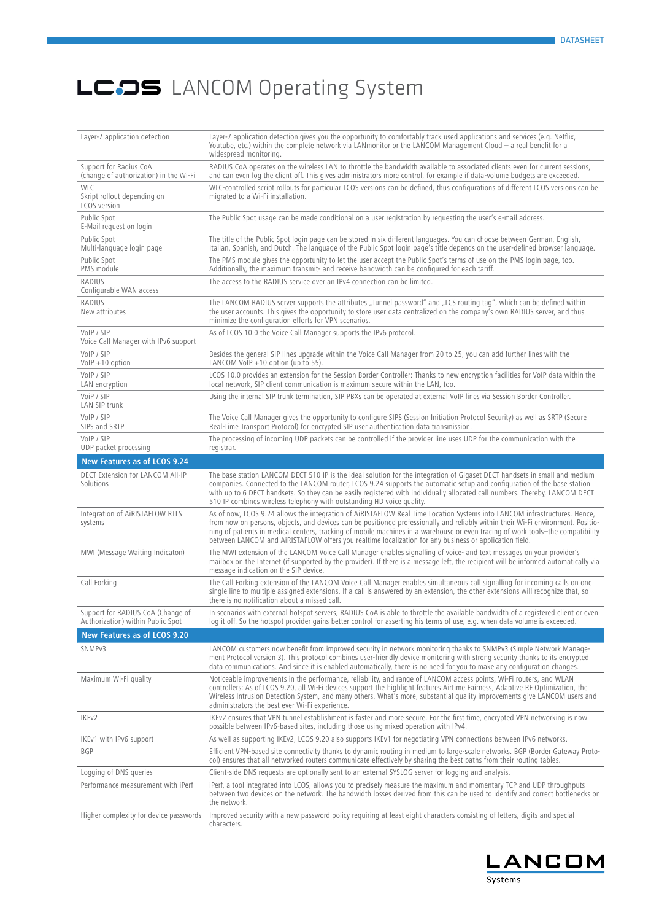# LCOS LANCOM Operating System

| | |
|---|---|
| Layer-7 application detection | Layer-7 application detection gives you the opportunity to comfortably track used applications and services (e.g. Netflix, Youtube, etc.) within the complete network via LANmonitor or the LANCOM Management Cloud – a real benefit for a widespread monitoring. |
| Support for Radius CoA (change of authorization) in the Wi-Fi | RADIUS CoA operates on the wireless LAN to throttle the bandwidth available to associated clients even for current sessions, and can even log the client off. This gives administrators more control, for example if data-volume budgets are exceeded. |
| WLC Skript rollout depending on LCOS version | WLC-controlled script rollouts for particular LCOS versions can be defined, thus configurations of different LCOS versions can be migrated to a Wi-Fi installation. |
| Public Spot E-Mail request on login | The Public Spot usage can be made conditional on a user registration by requesting the user's e-mail address. |
| Public Spot Multi-language login page | The title of the Public Spot login page can be stored in six different languages. You can choose between German, English, Italian, Spanish, and Dutch. The language of the Public Spot login page's title depends on the user-defined browser language. |
| Public Spot PMS module | The PMS module gives the opportunity to let the user accept the Public Spot's terms of use on the PMS login page, too. Additionally, the maximum transmit- and receive bandwidth can be configured for each tariff. |
| RADIUS Configurable WAN access | The access to the RADIUS service over an IPv4 connection can be limited. |
| RADIUS New attributes | The LANCOM RADIUS server supports the attributes „Tunnel password" and „LCS routing tag", which can be defined within the user accounts. This gives the opportunity to store user data centralized on the company's own RADIUS server, and thus minimize the configuration efforts for VPN scenarios. |
| VoIP / SIP Voice Call Manager with IPv6 support | As of LCOS 10.0 the Voice Call Manager supports the IPv6 protocol. |
| VoIP / SIP VoIP +10 option | Besides the general SIP lines upgrade within the Voice Call Manager from 20 to 25, you can add further lines with the LANCOM VoIP +10 option (up to 55). |
| VoIP / SIP LAN encryption | LCOS 10.0 provides an extension for the Session Border Controller: Thanks to new encryption facilities for VoIP data within the local network, SIP client communication is maximum secure within the LAN, too. |
| VoiP / SIP LAN SIP trunk | Using the internal SIP trunk termination, SIP PBXs can be operated at external VoIP lines via Session Border Controller. |
| VoIP / SIP SIPS and SRTP | The Voice Call Manager gives the opportunity to configure SIPS (Session Initiation Protocol Security) as well as SRTP (Secure Real-Time Transport Protocol) for encrypted SIP user authentication data transmission. |
| VoIP / SIP UDP packet processing | The processing of incoming UDP packets can be controlled if the provider line uses UDP for the communication with the registrar. |
| **New Features as of LCOS 9.24** | |
| DECT Extension for LANCOM All-IP Solutions | The base station LANCOM DECT 510 IP is the ideal solution for the integration of Gigaset DECT handsets in small and medium companies. Connected to the LANCOM router, LCOS 9.24 supports the automatic setup and configuration of the base station with up to 6 DECT handsets. So they can be easily registered with individually allocated call numbers. Thereby, LANCOM DECT 510 IP combines wireless telephony with outstanding HD voice quality. |
| Integration of AiRISTAFLOW RTLS systems | As of now, LCOS 9.24 allows the integration of AiRISTAFLOW Real Time Location Systems into LANCOM infrastructures. Hence, from now on persons, objects, and devices can be positioned professionally and reliably within their Wi-Fi environment. Positioning of patients in medical centers, tracking of mobile machines in a warehouse or even tracing of work tools–the compatibility between LANCOM and AiRISTAFLOW offers you realtime localization for any business or application field. |
| MWI (Message Waiting Indicaton) | The MWI extension of the LANCOM Voice Call Manager enables signalling of voice- and text messages on your provider's mailbox on the Internet (if supported by the provider). If there is a message left, the recipient will be informed automatically via message indication on the SIP device. |
| Call Forking | The Call Forking extension of the LANCOM Voice Call Manager enables simultaneous call signalling for incoming calls on one single line to multiple assigned extensions. If a call is answered by an extension, the other extensions will recognize that, so there is no notification about a missed call. |
| Support for RADIUS CoA (Change of Authorization) within Public Spot | In scenarios with external hotspot servers, RADIUS CoA is able to throttle the available bandwidth of a registered client or even log it off. So the hotspot provider gains better control for asserting his terms of use, e.g. when data volume is exceeded. |
| **New Features as of LCOS 9.20** | |
| SNMPv3 | LANCOM customers now benefit from improved security in network monitoring thanks to SNMPv3 (Simple Network Management Protocol version 3). This protocol combines user-friendly device monitoring with strong security thanks to its encrypted data communications. And since it is enabled automatically, there is no need for you to make any configuration changes. |
| Maximum Wi-Fi quality | Noticeable improvements in the performance, reliability, and range of LANCOM access points, Wi-Fi routers, and WLAN controllers: As of LCOS 9.20, all Wi-Fi devices support the highlight features Airtime Fairness, Adaptive RF Optimization, the Wireless Intrusion Detection System, and many others. What's more, substantial quality improvements give LANCOM users and administrators the best ever Wi-Fi experience. |
| IKEv2 | IKEv2 ensures that VPN tunnel establishment is faster and more secure. For the first time, encrypted VPN networking is now possible between IPv6-based sites, including those using mixed operation with IPv4. |
| IKEv1 with IPv6 support | As well as supporting IKEv2, LCOS 9.20 also supports IKEv1 for negotiating VPN connections between IPv6 networks. |
| BGP | Efficient VPN-based site connectivity thanks to dynamic routing in medium to large-scale networks. BGP (Border Gateway Protocol) ensures that all networked routers communicate effectively by sharing the best paths from their routing tables. |
| Logging of DNS queries | Client-side DNS requests are optionally sent to an external SYSLOG server for logging and analysis. |
| Performance measurement with iPerf | iPerf, a tool integrated into LCOS, allows you to precisely measure the maximum and momentary TCP and UDP throughputs between two devices on the network. The bandwidth losses derived from this can be used to identify and correct bottlenecks on the network. |
| Higher complexity for device passwords | Improved security with a new password policy requiring at least eight characters consisting of letters, digits and special characters. |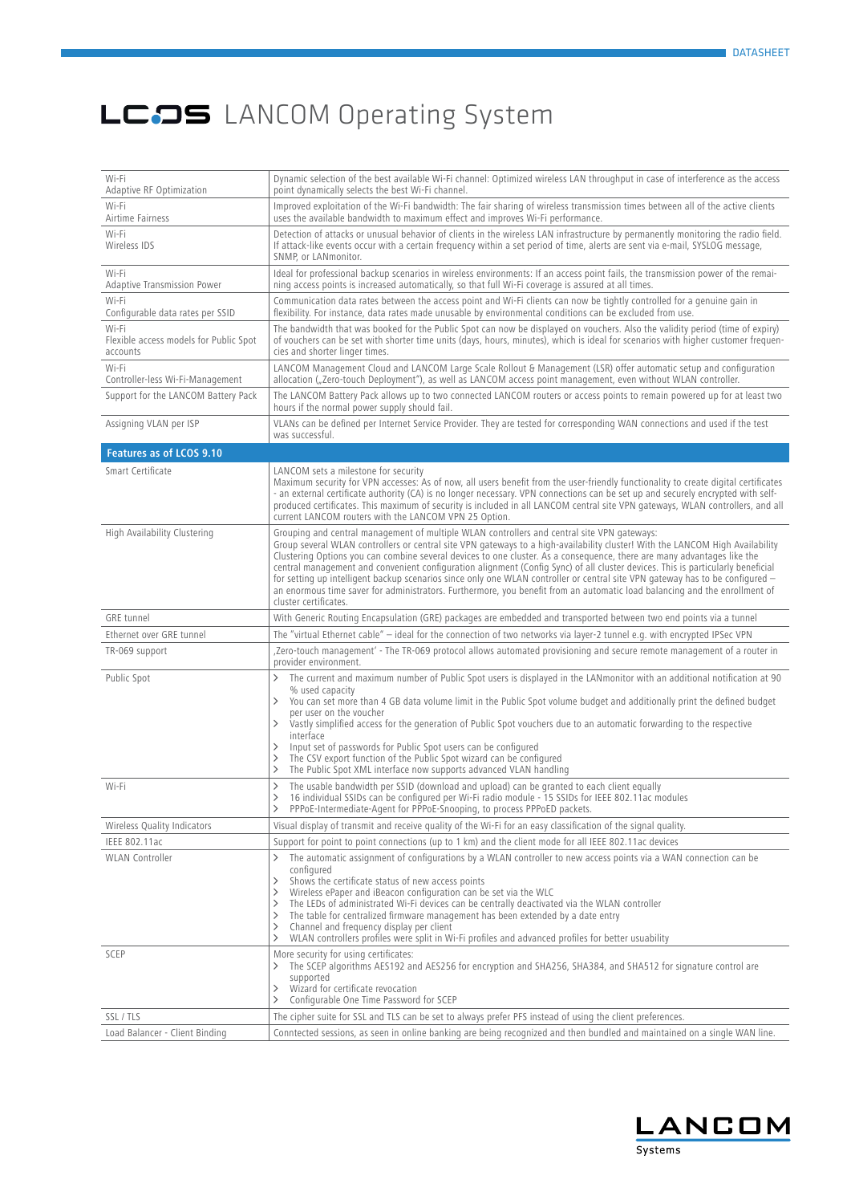# LCOS LANCOM Operating System

| | |
|---|---|
| Wi-Fi<br>Adaptive RF Optimization | Dynamic selection of the best available Wi-Fi channel: Optimized wireless LAN throughput in case of interference as the access point dynamically selects the best Wi-Fi channel. |
| Wi-Fi<br>Airtime Fairness | Improved exploitation of the Wi-Fi bandwidth: The fair sharing of wireless transmission times between all of the active clients uses the available bandwidth to maximum effect and improves Wi-Fi performance. |
| Wi-Fi<br>Wireless IDS | Detection of attacks or unusual behavior of clients in the wireless LAN infrastructure by permanently monitoring the radio field. If attack-like events occur with a certain frequency within a set period of time, alerts are sent via e-mail, SYSLOG message, SNMP, or LANmonitor. |
| Wi-Fi<br>Adaptive Transmission Power | Ideal for professional backup scenarios in wireless environments: If an access point fails, the transmission power of the remaining access points is increased automatically, so that full Wi-Fi coverage is assured at all times. |
| Wi-Fi<br>Configurable data rates per SSID | Communication data rates between the access point and Wi-Fi clients can now be tightly controlled for a genuine gain in flexibility. For instance, data rates made unusable by environmental conditions can be excluded from use. |
| Wi-Fi<br>Flexible access models for Public Spot accounts | The bandwidth that was booked for the Public Spot can now be displayed on vouchers. Also the validity period (time of expiry) of vouchers can be set with shorter time units (days, hours, minutes), which is ideal for scenarios with higher customer frequencies and shorter linger times. |
| Wi-Fi<br>Controller-less Wi-Fi-Management | LANCOM Management Cloud and LANCOM Large Scale Rollout & Management (LSR) offer automatic setup and configuration allocation („Zero-touch Deployment"), as well as LANCOM access point management, even without WLAN controller. |
| Support for the LANCOM Battery Pack | The LANCOM Battery Pack allows up to two connected LANCOM routers or access points to remain powered up for at least two hours if the normal power supply should fail. |
| Assigning VLAN per ISP | VLANs can be defined per Internet Service Provider. They are tested for corresponding WAN connections and used if the test was successful. |
| **Features as of LCOS 9.10** | |
| Smart Certificate | LANCOM sets a milestone for security<br>Maximum security for VPN accesses: As of now, all users benefit from the user-friendly functionality to create digital certificates - an external certificate authority (CA) is no longer necessary. VPN connections can be set up and securely encrypted with self-produced certificates. This maximum of security is included in all LANCOM central site VPN gateways, WLAN controllers, and all current LANCOM routers with the LANCOM VPN 25 Option. |
| High Availability Clustering | Grouping and central management of multiple WLAN controllers and central site VPN gateways:<br>Group several WLAN controllers or central site VPN gateways to a high-availability cluster! With the LANCOM High Availability Clustering Options you can combine several devices to one cluster. As a consequence, there are many advantages like the central management and convenient configuration alignment (Config Sync) of all cluster devices. This is particularly beneficial for setting up intelligent backup scenarios since only one WLAN controller or central site VPN gateway has to be configured – an enormous time saver for administrators. Furthermore, you benefit from an automatic load balancing and the enrollment of cluster certificates. |
| GRE tunnel | With Generic Routing Encapsulation (GRE) packages are embedded and transported between two end points via a tunnel |
| Ethernet over GRE tunnel | The "virtual Ethernet cable" – ideal for the connection of two networks via layer-2 tunnel e.g. with encrypted IPSec VPN |
| TR-069 support | ‚Zero-touch management' - The TR-069 protocol allows automated provisioning and secure remote management of a router in provider environment. |
| Public Spot | › The current and maximum number of Public Spot users is displayed in the LANmonitor with an additional notification at 90 % used capacity<br>› You can set more than 4 GB data volume limit in the Public Spot volume budget and additionally print the defined budget per user on the voucher<br>› Vastly simplified access for the generation of Public Spot vouchers due to an automatic forwarding to the respective interface<br>› Input set of passwords for Public Spot users can be configured<br>› The CSV export function of the Public Spot wizard can be configured<br>› The Public Spot XML interface now supports advanced VLAN handling |
| Wi-Fi | › The usable bandwidth per SSID (download and upload) can be granted to each client equally<br>› 16 individual SSIDs can be configured per Wi-Fi radio module - 15 SSIDs for IEEE 802.11ac modules<br>› PPPoE-Intermediate-Agent for PPPoE-Snooping, to process PPPoED packets. |
| Wireless Quality Indicators | Visual display of transmit and receive quality of the Wi-Fi for an easy classification of the signal quality. |
| IEEE 802.11ac | Support for point to point connections (up to 1 km) and the client mode for all IEEE 802.11ac devices |
| WLAN Controller | › The automatic assignment of configurations by a WLAN controller to new access points via a WAN connection can be configured<br>› Shows the certificate status of new access points<br>› Wireless ePaper and iBeacon configuration can be set via the WLC<br>› The LEDs of administrated Wi-Fi devices can be centrally deactivated via the WLAN controller<br>› The table for centralized firmware management has been extended by a date entry<br>› Channel and frequency display per client<br>› WLAN controllers profiles were split in Wi-Fi profiles and advanced profiles for better usuability |
| SCEP | More security for using certificates:<br>› The SCEP algorithms AES192 and AES256 for encryption and SHA256, SHA384, and SHA512 for signature control are supported<br>› Wizard for certificate revocation<br>› Configurable One Time Password for SCEP |
| SSL / TLS | The cipher suite for SSL and TLS can be set to always prefer PFS instead of using the client preferences. |
| Load Balancer - Client Binding | Conntected sessions, as seen in online banking are being recognized and then bundled and maintained on a single WAN line. |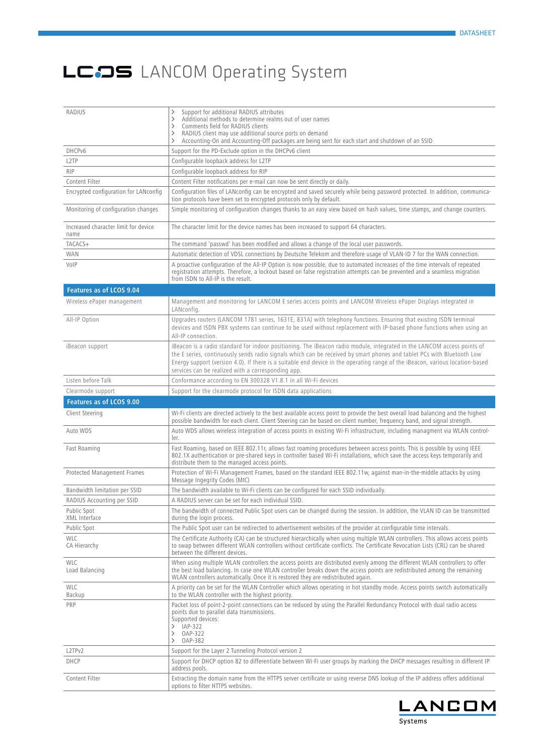# LCOS LANCOM Operating System

| | |
|---|---|
| RADIUS | › Support for additional RADIUS attributes<br>› Additional methods to determine realms out of user names<br>› Comments field for RADIUS clients<br>› RADIUS client may use additional source ports on demand<br>› Accounting-On and Accounting-Off packages are being sent for each start and shutdown of an SSID |
| DHCPv6 | Support for the PD-Exclude option in the DHCPv6 client |
| L2TP | Configurable loopback address for L2TP |
| RIP | Configurable loopback address for RIP |
| Content Filter | Content Filter notifications per e-mail can now be sent directly or daily. |
| Encrypted configuration for LANconfig | Configuration files of LANconfig can be encrypted and saved securely while being password protected. In addition, communication protocols have been set to encrypted protocols only by default. |
| Monitoring of configuration changes | Simple monitoring of configuration changes thanks to an easy view based on hash values, time stamps, and change counters. |
| Increased character limit for device name | The character limit for the device names has been increased to support 64 characters. |
| TACACS+ | The command 'passwd' has been modified and allows a change of the local user passwords. |
| WAN | Automatic detection of VDSL connections by Deutsche Telekom and therefore usage of VLAN-ID 7 for the WAN connection. |
| VoIP | A proactive configuration of the All-IP Option is now possible, due to automated increases of the time intervals of repeated registration attempts. Therefore, a lockout based on false registration attempts can be prevented and a seamless migration from ISDN to All-IP is the result. |
| **Features as of LCOS 9.04** | |
| Wireless ePaper management | Management and monitoring for LANCOM E series access points and LANCOM Wireless ePaper Displays integrated in LANconfig. |
| All-IP Option | Upgrades routers (LANCOM 1781 series, 1631E, 831A) with telephony functions. Ensuring that existing ISDN terminal devices and ISDN PBX systems can continue to be used without replacement with IP-based phone functions when using an All-IP connection. |
| iBeacon support | iBeacon is a radio standard for indoor positioning. The iBeacon radio module, integrated in the LANCOM access points of the E series, continuously sends radio signals which can be received by smart phones and tablet PCs with Bluetooth Low Energy support (version 4.0). If there is a suitable end device in the operating range of the iBeacon, various location-based services can be realized with a corresponding app. |
| Listen before Talk | Conformance according to EN 300328 V1.8.1 in all Wi-Fi devices |
| Clearmode support | Support for the clearmode protocol for ISDN data applications |
| **Features as of LCOS 9.00** | |
| Client Steering | Wi-Fi clients are directed actively to the best available access point to provide the best overall load balancing and the highest possible bandwidth for each client. Client Steering can be based on client number, frequency band, and signal strength. |
| Auto WDS | Auto WDS allows wireless integration of access points in existing Wi-Fi infrastructure, including managment via WLAN controller. |
| Fast Roaming | Fast Roaming, based on IEEE 802.11r, allows fast roaming procedures between access points. This is possible by using IEEE 802.1X authentication or pre-shared keys in controller based Wi-Fi installations, which save the access keys temporarily and distribute them to the managed access points. |
| Protected Management Frames | Protection of Wi-Fi Management Frames, based on the standard IEEE 802.11w, against man-in-the-middle attacks by using Message Ingegrity Codes (MIC) |
| Bandwidth limitation per SSID | The bandwidth available to Wi-Fi clients can be configured for each SSID individually. |
| RADIUS Accounting per SSID | A RADIUS server can be set for each individual SSID. |
| Public Spot<br>XML Interface | The bandwidth of connected Public Spot users can be changed during the session. In addition, the VLAN ID can be transmitted during the login process. |
| Public Spot | The Public Spot user can be redirected to advertisement websites of the provider at configurable time intervals. |
| WLC<br>CA Hierarchy | The Certificate Authority (CA) can be structured hierarchically when using multiple WLAN controllers. This allows access points to swap between different WLAN controllers without certificate conflicts. The Certificate Revocation Lists (CRL) can be shared between the different devices. |
| WLC<br>Load Balancing | When using multiple WLAN controllers the access points are distributed evenly among the different WLAN controllers to offer the best load balancing. In case one WLAN controller breaks down the access points are redistributed among the remaining WLAN controllers automatically. Once it is restored they are redistributed again. |
| WLC<br>Backup | A priority can be set for the WLAN Controller which allows operating in hot standby mode. Access points switch automatically to the WLAN controller with the highest priority. |
| PRP | Packet loss of point-2-point connections can be reduced by using the Parallel Redundancy Protocol with dual radio access points due to parallel data transmissions.<br>Supported devices:<br>› IAP-322<br>› OAP-322<br>› OAP-382 |
| L2TPv2 | Support for the Layer 2 Tunneling Protocol version 2 |
| DHCP | Support for DHCP option 82 to differentiate between Wi-Fi user groups by marking the DHCP messages resulting in different IP address pools. |
| Content Filter | Extracting the domain name from the HTTPS server certificate or using reverse DNS lookup of the IP address offers additional options to filter HTTPS websites. |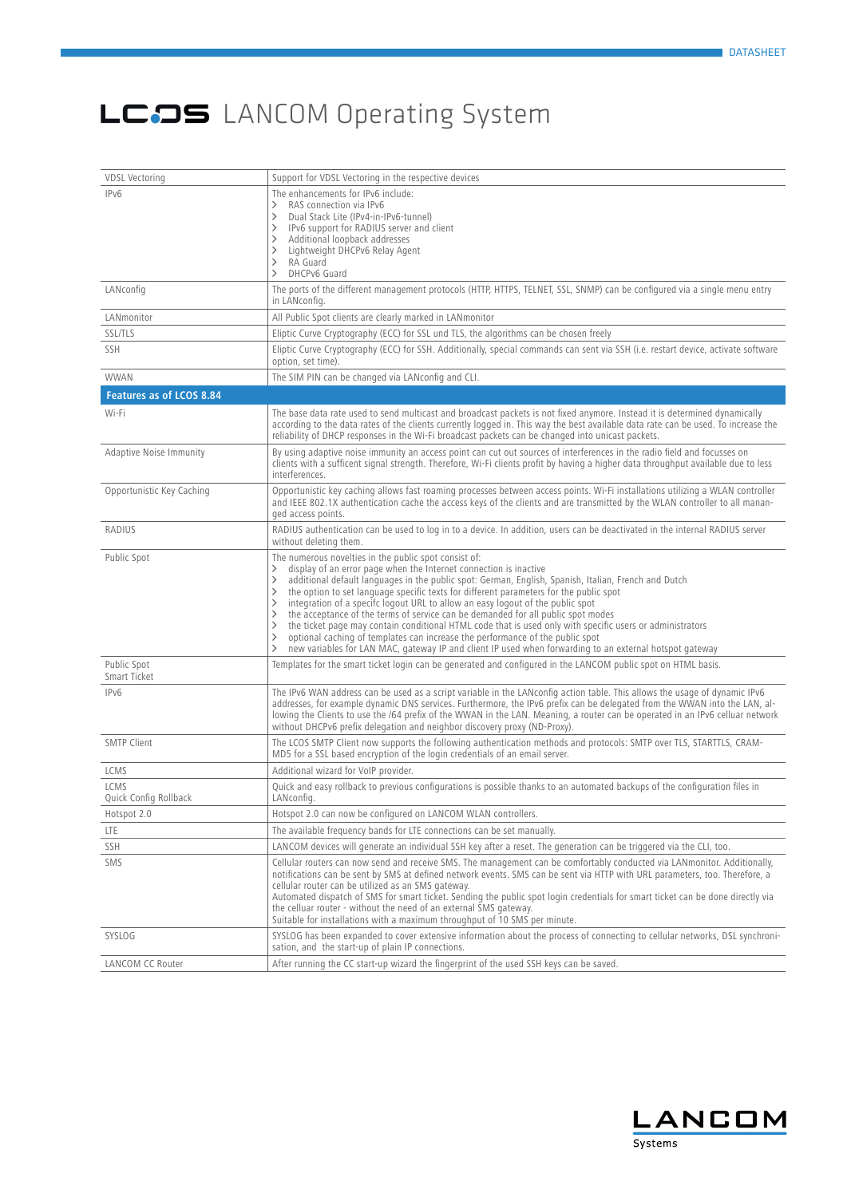# LCOS LANCOM Operating System

| | |
|---|---|
| VDSL Vectoring | Support for VDSL Vectoring in the respective devices |
| IPv6 | The enhancements for IPv6 include:<br>> RAS connection via IPv6<br>> Dual Stack Lite (IPv4-in-IPv6-tunnel)<br>> IPv6 support for RADIUS server and client<br>> Additional loopback addresses<br>> Lightweight DHCPv6 Relay Agent<br>> RA Guard<br>> DHCPv6 Guard |
| LANconfig | The ports of the different management protocols (HTTP, HTTPS, TELNET, SSL, SNMP) can be configured via a single menu entry in LANconfig. |
| LANmonitor | All Public Spot clients are clearly marked in LANmonitor |
| SSL/TLS | Eliptic Curve Cryptography (ECC) for SSL und TLS, the algorithms can be chosen freely |
| SSH | Eliptic Curve Cryptography (ECC) for SSH. Additionally, special commands can sent via SSH (i.e. restart device, activate software option, set time). |
| WWAN | The SIM PIN can be changed via LANconfig and CLI. |
| **Features as of LCOS 8.84** | |
| Wi-Fi | The base data rate used to send multicast and broadcast packets is not fixed anymore. Instead it is determined dynamically according to the data rates of the clients currently logged in. This way the best available data rate can be used. To increase the reliability of DHCP responses in the Wi-Fi broadcast packets can be changed into unicast packets. |
| Adaptive Noise Immunity | By using adaptive noise immunity an access point can cut out sources of interferences in the radio field and focusses on clients with a sufficent signal strength. Therefore, Wi-Fi clients profit by having a higher data throughput available due to less interferences. |
| Opportunistic Key Caching | Opportunistic key caching allows fast roaming processes between access points. Wi-Fi installations utilizing a WLAN controller and IEEE 802.1X authentication cache the access keys of the clients and are transmitted by the WLAN controller to all managed access points. |
| RADIUS | RADIUS authentication can be used to log in to a device. In addition, users can be deactivated in the internal RADIUS server without deleting them. |
| Public Spot | The numerous novelties in the public spot consist of:<br>> display of an error page when the Internet connection is inactive<br>> additional default languages in the public spot: German, English, Spanish, Italian, French and Dutch<br>> the option to set language specific texts for different parameters for the public spot<br>> integration of a specifc logout URL to allow an easy logout of the public spot<br>> the acceptance of the terms of service can be demanded for all public spot modes<br>> the ticket page may contain conditional HTML code that is used only with specific users or administrators<br>> optional caching of templates can increase the performance of the public spot<br>> new variables for LAN MAC, gateway IP and client IP used when forwarding to an external hotspot gateway |
| Public Spot<br>Smart Ticket | Templates for the smart ticket login can be generated and configured in the LANCOM public spot on HTML basis. |
| IPv6 | The IPv6 WAN address can be used as a script variable in the LANconfig action table. This allows the usage of dynamic IPv6 addresses, for example dynamic DNS services. Furthermore, the IPv6 prefix can be delegated from the WWAN into the LAN, allowing the Clients to use the /64 prefix of the WWAN in the LAN. Meaning, a router can be operated in an IPv6 cellular network without DHCPv6 prefix delegation and neighbor discovery proxy (ND-Proxy). |
| SMTP Client | The LCOS SMTP Client now supports the following authentication methods and protocols: SMTP over TLS, STARTTLS, CRAM-MD5 for a SSL based encryption of the login credentials of an email server. |
| LCMS | Additional wizard for VoIP provider. |
| LCMS<br>Quick Config Rollback | Quick and easy rollback to previous configurations is possible thanks to an automated backups of the configuration files in LANconfig. |
| Hotspot 2.0 | Hotspot 2.0 can now be configured on LANCOM WLAN controllers. |
| LTE | The available frequency bands for LTE connections can be set manually. |
| SSH | LANCOM devices will generate an individual SSH key after a reset. The generation can be triggered via the CLI, too. |
| SMS | Cellular routers can now send and receive SMS. The management can be comfortably conducted via LANmonitor. Additionally, notifications can be sent by SMS at defined network events. SMS can be sent via HTTP with URL parameters, too. Therefore, a cellular router can be utilized as an SMS gateway.<br>Automated dispatch of SMS for smart ticket. Sending the public spot login credentials for smart ticket can be done directly via the celluar router - without the need of an external SMS gateway.<br>Suitable for installations with a maximum throughput of 10 SMS per minute. |
| SYSLOG | SYSLOG has been expanded to cover extensive information about the process of connecting to cellular networks, DSL synchronisation, and the start-up of plain IP connections. |
| LANCOM CC Router | After running the CC start-up wizard the fingerprint of the used SSH keys can be saved. |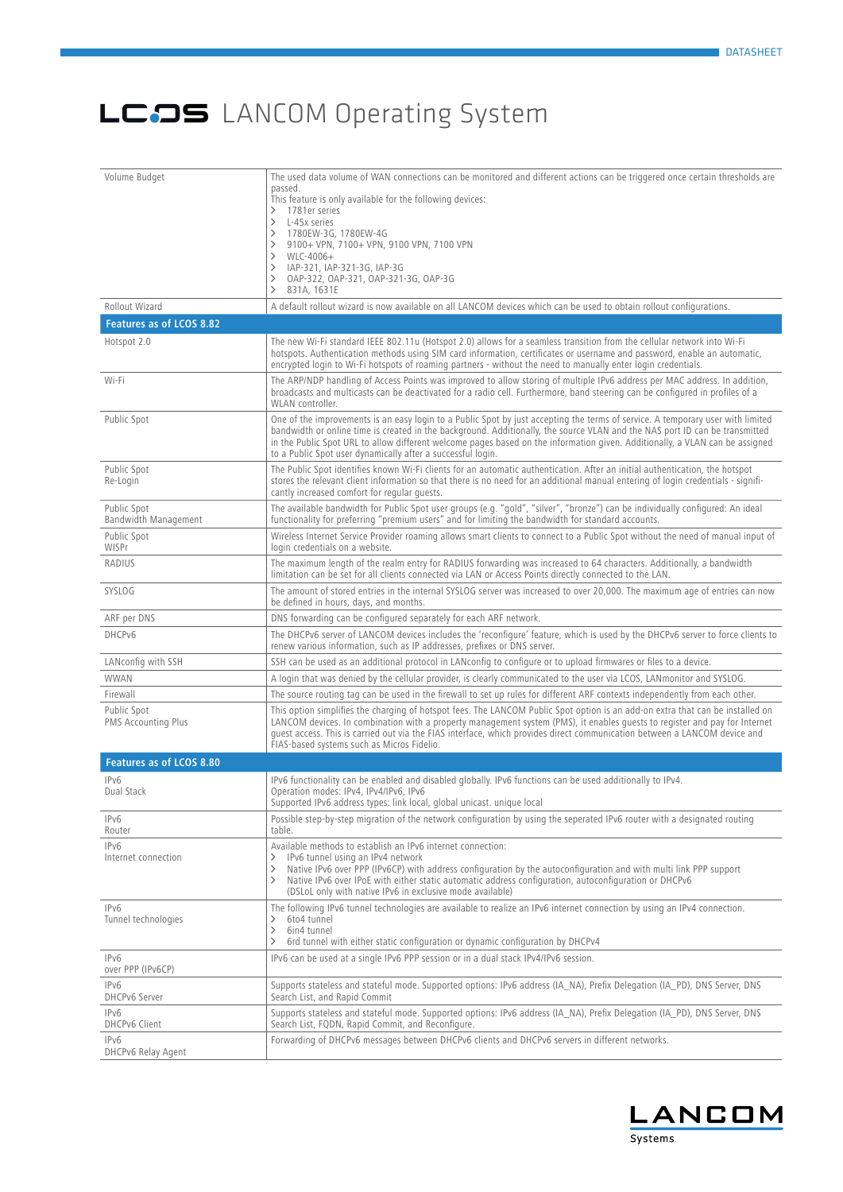# LCOS LANCOM Operating System

| | |
|---|---|
| Volume Budget | The used data volume of WAN connections can be monitored and different actions can be triggered once certain thresholds are passed.<br>This feature is only available for the following devices:<br>> 1781er series<br>> L-45x series<br>> 1780EW-3G, 1780EW-4G<br>> 9100+ VPN, 7100+ VPN, 9100 VPN, 7100 VPN<br>> WLC-4006+<br>> IAP-321, IAP-321-3G, IAP-3G<br>> OAP-322, OAP-321, OAP-321-3G, OAP-3G<br>> 831A, 1631E |
| Rollout Wizard | A default rollout wizard is now available on all LANCOM devices which can be used to obtain rollout configurations. |
| **Features as of LCOS 8.82** | |
| Hotspot 2.0 | The new Wi-Fi standard IEEE 802.11u (Hotspot 2.0) allows for a seamless transition from the cellular network into Wi-Fi hotspots. Authentication methods using SIM card information, certificates or username and password, enable an automatic, encrypted login to Wi-Fi hotspots of roaming partners - without the need to manually enter login credentials. |
| Wi-Fi | The ARP/NDP handling of Access Points was improved to allow storing of multiple IPv6 address per MAC address. In addition, broadcasts and multicasts can be deactivated for a radio cell. Furthermore, band steering can be configured in profiles of a WLAN controller. |
| Public Spot | One of the improvements is an easy login to a Public Spot by just accepting the terms of service. A temporary user with limited bandwidth or online time is created in the background. Additionally, the source VLAN and the NAS port ID can be transmitted in the Public Spot URL to allow different welcome pages based on the information given. Additionally, a VLAN can be assigned to a Public Spot user dynamically after a successful login. |
| Public Spot<br>Re-Login | The Public Spot identifies known Wi-Fi clients for an automatic authentication. After an initial authentication, the hotspot stores the relevant client information so that there is no need for an additional manual entering of login credentials - signifi-cantly increased comfort for regular guests. |
| Public Spot<br>Bandwidth Management | The available bandwidth for Public Spot user groups (e.g. "gold", "silver", "bronze") can be individually configured: An ideal functionality for preferring "premium users" and for limiting the bandwidth for standard accounts. |
| Public Spot<br>WISPr | Wireless Internet Service Provider roaming allows smart clients to connect to a Public Spot without the need of manual input of login credentials on a website. |
| RADIUS | The maximum length of the realm entry for RADIUS forwarding was increased to 64 characters. Additionally, a bandwidth limitation can be set for all clients connected via LAN or Access Points directly connected to the LAN. |
| SYSLOG | The amount of stored entries in the internal SYSLOG server was increased to over 20,000. The maximum age of entries can now be defined in hours, days, and months. |
| ARF per DNS | DNS forwarding can be configured separately for each ARF network. |
| DHCPv6 | The DHCPv6 server of LANCOM devices includes the 'reconfigure' feature, which is used by the DHCPv6 server to force clients to renew various information, such as IP addresses, prefixes or DNS server. |
| LANconfig with SSH | SSH can be used as an additional protocol in LANconfig to configure or to upload firmwares or files to a device. |
| WWAN | A login that was denied by the cellular provider, is clearly communicated to the user via LCOS, LANmonitor and SYSLOG. |
| Firewall | The source routing tag can be used in the firewall to set up rules for different ARF contexts independently from each other. |
| Public Spot<br>PMS Accounting Plus | This option simplifies the charging of hotspot fees. The LANCOM Public Spot option is an add-on extra that can be installed on LANCOM devices. In combination with a property management system (PMS), it enables guests to register and pay for Internet guest access. This is carried out via the FIAS interface, which provides direct communication between a LANCOM device and FIAS-based systems such as Micros Fidelio. |
| **Features as of LCOS 8.80** | |
| IPv6<br>Dual Stack | IPv6 functionality can be enabled and disabled globally. IPv6 functions can be used additionally to IPv4.<br>Operation modes: IPv4, IPv4/IPv6, IPv6<br>Supported IPv6 address types: link local, global unicast. unique local |
| IPv6<br>Router | Possible step-by-step migration of the network configuration by using the seperated IPv6 router with a designated routing table. |
| IPv6<br>Internet connection | Available methods to establish an IPv6 internet connection:<br>> IPv6 tunnel using an IPv4 network<br>> Native IPv6 over PPP (IPv6CP) with address configuration by the autoconfiguration and with multi link PPP support<br>> Native IPv6 over IPoE with either static automatic address configuration, autoconfiguration or DHCPv6 (DSLoL only with native IPv6 in exclusive mode available) |
| IPv6<br>Tunnel technologies | The following IPv6 tunnel technologies are available to realize an IPv6 internet connection by using an IPv4 connection.<br>> 6to4 tunnel<br>> 6in4 tunnel<br>> 6rd tunnel with either static configuration or dynamic configuration by DHCPv4 |
| IPv6<br>over PPP (IPv6CP) | IPv6 can be used at a single IPv6 PPP session or in a dual stack IPv4/IPv6 session. |
| IPv6<br>DHCPv6 Server | Supports stateless and stateful mode. Supported options: IPv6 address (IA_NA), Prefix Delegation (IA_PD), DNS Server, DNS Search List, and Rapid Commit |
| IPv6<br>DHCPv6 Client | Supports stateless and stateful mode. Supported options: IPv6 address (IA_NA), Prefix Delegation (IA_PD), DNS Server, DNS Search List, FQDN, Rapid Commit, and Reconfigure. |
| IPv6<br>DHCPv6 Relay Agent | Forwarding of DHCPv6 messages between DHCPv6 clients and DHCPv6 servers in different networks. |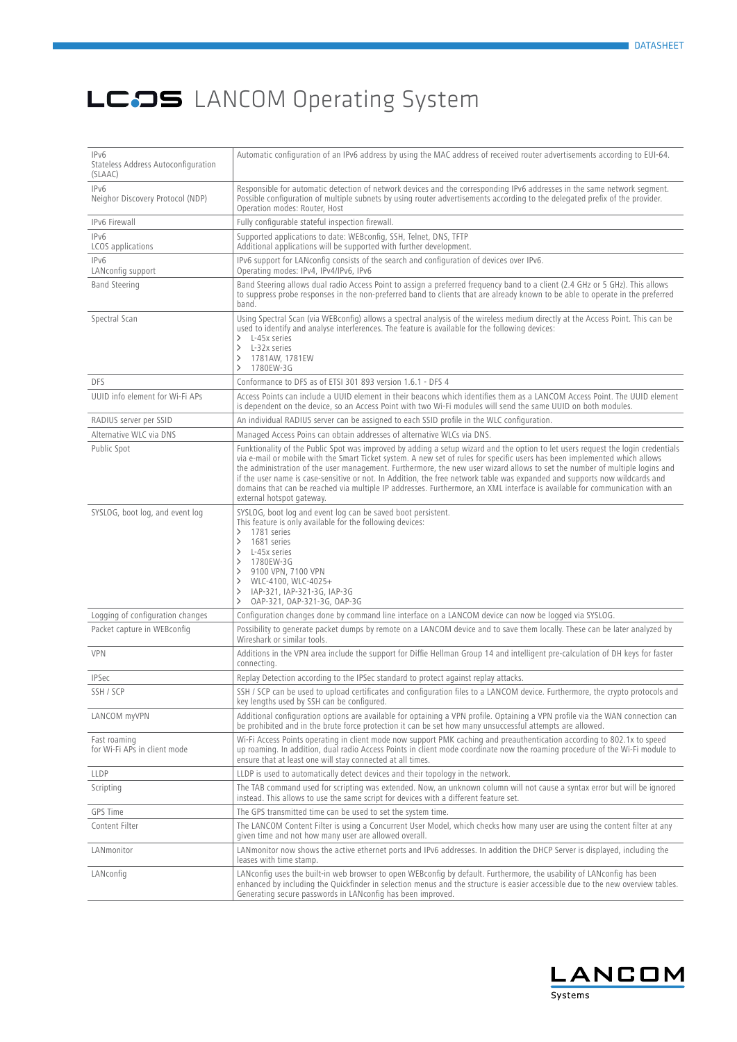# LCOS LANCOM Operating System

| | |
|---|---|
| IPv6<br>Stateless Address Autoconfiguration (SLAAC) | Automatic configuration of an IPv6 address by using the MAC address of received router advertisements according to EUI-64. |
| IPv6<br>Neighor Discovery Protocol (NDP) | Responsible for automatic detection of network devices and the corresponding IPv6 addresses in the same network segment. Possible configuration of multiple subnets by using router advertisements according to the delegated prefix of the provider. Operation modes: Router, Host |
| IPv6 Firewall | Fully configurable stateful inspection firewall. |
| IPv6<br>LCOS applications | Supported applications to date: WEBconfig, SSH, Telnet, DNS, TFTP<br>Additional applications will be supported with further development. |
| IPv6<br>LANconfig support | IPv6 support for LANconfig consists of the search and configuration of devices over IPv6.<br>Operating modes: IPv4, IPv4/IPv6, IPv6 |
| Band Steering | Band Steering allows dual radio Access Point to assign a preferred frequency band to a client (2.4 GHz or 5 GHz). This allows to suppress probe responses in the non-preferred band to clients that are already known to be able to operate in the preferred band. |
| Spectral Scan | Using Spectral Scan (via WEBconfig) allows a spectral analysis of the wireless medium directly at the Access Point. This can be used to identify and analyse interferences. The feature is available for the following devices:<br>› L-45x series<br>› L-32x series<br>› 1781AW, 1781EW<br>› 1780EW-3G |
| DFS | Conformance to DFS as of ETSI 301 893 version 1.6.1 - DFS 4 |
| UUID info element for Wi-Fi APs | Access Points can include a UUID element in their beacons which identifies them as a LANCOM Access Point. The UUID element is dependent on the device, so an Access Point with two Wi-Fi modules will send the same UUID on both modules. |
| RADIUS server per SSID | An individual RADIUS server can be assigned to each SSID profile in the WLC configuration. |
| Alternative WLC via DNS | Managed Access Poins can obtain addresses of alternative WLCs via DNS. |
| Public Spot | Funktionality of the Public Spot was improved by adding a setup wizard and the option to let users request the login credentials via e-mail or mobile with the Smart Ticket system. A new set of rules for specific users has been implemented which allows the administration of the user management. Furthermore, the new user wizard allows to set the number of multiple logins and if the user name is case-sensitive or not. In Addition, the free network table was expanded and supports now wildcards and domains that can be reached via multiple IP addresses. Furthermore, an XML interface is available for communication with an external hotspot gateway. |
| SYSLOG, boot log, and event log | SYSLOG, boot log and event log can be saved boot persistent.<br>This feature is only available for the following devices:<br>› 1781 series<br>› 1681 series<br>› L-45x series<br>› 1780EW-3G<br>› 9100 VPN, 7100 VPN<br>› WLC-4100, WLC-4025+<br>› IAP-321, IAP-321-3G, IAP-3G<br>› OAP-321, OAP-321-3G, OAP-3G |
| Logging of configuration changes | Configuration changes done by command line interface on a LANCOM device can now be logged via SYSLOG. |
| Packet capture in WEBconfig | Possibility to generate packet dumps by remote on a LANCOM device and to save them locally. These can be later analyzed by Wireshark or similar tools. |
| VPN | Additions in the VPN area include the support for Diffie Hellman Group 14 and intelligent pre-calculation of DH keys for faster connecting. |
| IPSec | Replay Detection according to the IPSec standard to protect against replay attacks. |
| SSH / SCP | SSH / SCP can be used to upload certificates and configuration files to a LANCOM device. Furthermore, the crypto protocols and key lengths used by SSH can be configured. |
| LANCOM myVPN | Additional configuration options are available for optaining a VPN profile. Optaining a VPN profile via the WAN connection can be prohibited and in the brute force protection it can be set how many unsuccessful attempts are allowed. |
| Fast roaming<br>for Wi-Fi APs in client mode | Wi-Fi Access Points operating in client mode now support PMK caching and preauthentication according to 802.1x to speed up roaming. In addition, dual radio Access Points in client mode coordinate now the roaming procedure of the Wi-Fi module to ensure that at least one will stay connected at all times. |
| LLDP | LLDP is used to automatically detect devices and their topology in the network. |
| Scripting | The TAB command used for scripting was extended. Now, an unknown column will not cause a syntax error but will be ignored instead. This allows to use the same script for devices with a different feature set. |
| GPS Time | The GPS transmitted time can be used to set the system time. |
| Content Filter | The LANCOM Content Filter is using a Concurrent User Model, which checks how many user are using the content filter at any given time and not how many user are allowed overall. |
| LANmonitor | LANmonitor now shows the active ethernet ports and IPv6 addresses. In addition the DHCP Server is displayed, including the leases with time stamp. |
| LANconfig | LANconfig uses the built-in web browser to open WEBconfig by default. Furthermore, the usability of LANconfig has been enhanced by including the Quickfinder in selection menus and the structure is easier accessible due to the new overview tables. Generating secure passwords in LANconfig has been improved. |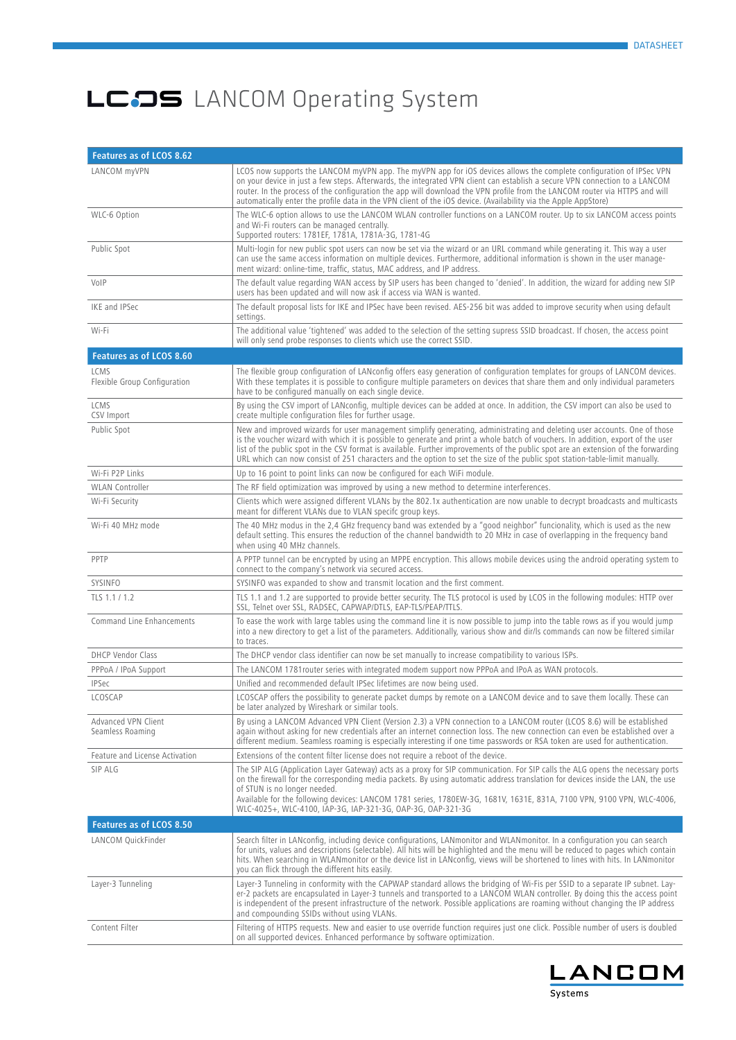# LCOS LANCOM Operating System

| Features as of LCOS 8.62 | |
|---|---|
| LANCOM myVPN | LCOS now supports the LANCOM myVPN app. The myVPN app for iOS devices allows the complete configuration of IPSec VPN on your device in just a few steps. Afterwards, the integrated VPN client can establish a secure VPN connection to a LANCOM router. In the process of the configuration the app will download the VPN profile from the LANCOM router via HTTPS and will automatically enter the profile data in the VPN client of the iOS device. (Availability via the Apple AppStore) |
| WLC-6 Option | The WLC-6 option allows to use the LANCOM WLAN controller functions on a LANCOM router. Up to six LANCOM access points and Wi-Fi routers can be managed centrally.<br>Supported routers: 1781EF, 1781A, 1781A-3G, 1781-4G |
| Public Spot | Multi-login for new public spot users can now be set via the wizard or an URL command while generating it. This way a user can use the same access information on multiple devices. Furthermore, additional information is shown in the user management wizard: online-time, traffic, status, MAC address, and IP address. |
| VoIP | The default value regarding WAN access by SIP users has been changed to 'denied'. In addition, the wizard for adding new SIP users has been updated and will now ask if access via WAN is wanted. |
| IKE and IPSec | The default proposal lists for IKE and IPSec have been revised. AES-256 bit was added to improve security when using default settings. |
| Wi-Fi | The additional value 'tightened' was added to the selection of the setting supress SSID broadcast. If chosen, the access point will only send probe responses to clients which use the correct SSID. |
| **Features as of LCOS 8.60** | |
| LCMS<br>Flexible Group Configuration | The flexible group configuration of LANconfig offers easy generation of configuration templates for groups of LANCOM devices. With these templates it is possible to configure multiple parameters on devices that share them and only individual parameters have to be configured manually on each single device. |
| LCMS<br>CSV Import | By using the CSV import of LANconfig, multiple devices can be added at once. In addition, the CSV import can also be used to create multiple configuration files for further usage. |
| Public Spot | New and improved wizards for user management simplify generating, administrating and deleting user accounts. One of those is the voucher wizard with which it is possible to generate and print a whole batch of vouchers. In addition, export of the user list of the public spot in the CSV format is available. Further improvements of the public spot are an extension of the forwarding URL which can now consist of 251 characters and the option to set the size of the public spot station-table-limit manually. |
| Wi-Fi P2P Links | Up to 16 point to point links can now be configured for each WiFi module. |
| WLAN Controller | The RF field optimization was improved by using a new method to determine interferences. |
| Wi-Fi Security | Clients which were assigned different VLANs by the 802.1x authentication are now unable to decrypt broadcasts and multicasts meant for different VLANs due to VLAN specifc group keys. |
| Wi-Fi 40 MHz mode | The 40 MHz modus in the 2,4 GHz frequency band was extended by a "good neighbor" funcionality, which is used as the new default setting. This ensures the reduction of the channel bandwidth to 20 MHz in case of overlapping in the frequency band when using 40 MHz channels. |
| PPTP | A PPTP tunnel can be encrypted by using an MPPE encryption. This allows mobile devices using the android operating system to connect to the company's network via secured access. |
| SYSINFO | SYSINFO was expanded to show and transmit location and the first comment. |
| TLS 1.1 / 1.2 | TLS 1.1 and 1.2 are supported to provide better security. The TLS protocol is used by LCOS in the following modules: HTTP over SSL, Telnet over SSL, RADSEC, CAPWAP/DTLS, EAP-TLS/PEAP/TTLS. |
| Command Line Enhancements | To ease the work with large tables using the command line it is now possible to jump into the table rows as if you would jump into a new directory to get a list of the parameters. Additionally, various show and dir/ls commands can now be filtered similar to traces. |
| DHCP Vendor Class | The DHCP vendor class identifier can now be set manually to increase compatibility to various ISPs. |
| PPPoA / IPoA Support | The LANCOM 1781router series with integrated modem support now PPPoA and IPoA as WAN protocols. |
| IPSec | Unified and recommended default IPSec lifetimes are now being used. |
| LCOSCAP | LCOSCAP offers the possibility to generate packet dumps by remote on a LANCOM device and to save them locally. These can be later analyzed by Wireshark or similar tools. |
| Advanced VPN Client<br>Seamless Roaming | By using a LANCOM Advanced VPN Client (Version 2.3) a VPN connection to a LANCOM router (LCOS 8.6) will be established again without asking for new credentials after an internet connection loss. The new connection can even be established over a different medium. Seamless roaming is especially interesting if one time passwords or RSA token are used for authentication. |
| Feature and License Activation | Extensions of the content filter license does not require a reboot of the device. |
| SIP ALG | The SIP ALG (Application Layer Gateway) acts as a proxy for SIP communication. For SIP calls the ALG opens the necessary ports on the firewall for the corresponding media packets. By using automatic address translation for devices inside the LAN, the use of STUN is no longer needed.<br>Available for the following devices: LANCOM 1781 series, 1780EW-3G, 1681V, 1631E, 831A, 7100 VPN, 9100 VPN, WLC-4006, WLC-4025+, WLC-4100, IAP-3G, IAP-321-3G, OAP-3G, OAP-321-3G |
| **Features as of LCOS 8.50** | |
| LANCOM QuickFinder | Search filter in LANconfig, including device configurations, LANmonitor and WLANmonitor. In a configuration you can search for units, values and descriptions (selectable). All hits will be highlighted and the menu will be reduced to pages which contain hits. When searching in WLANmonitor or the device list in LANconfig, views will be shortened to lines with hits. In LANmonitor you can flick through the different hits easily. |
| Layer-3 Tunneling | Layer-3 Tunneling in conformity with the CAPWAP standard allows the bridging of Wi-Fis per SSID to a separate IP subnet. Layer-2 packets are encapsulated in Layer-3 tunnels and transported to a LANCOM WLAN controller. By doing this the access point is independent of the present infrastructure of the network. Possible applications are roaming without changing the IP address and compounding SSIDs without using VLANs. |
| Content Filter | Filtering of HTTPS requests. New and easier to use override function requires just one click. Possible number of users is doubled on all supported devices. Enhanced performance by software optimization. |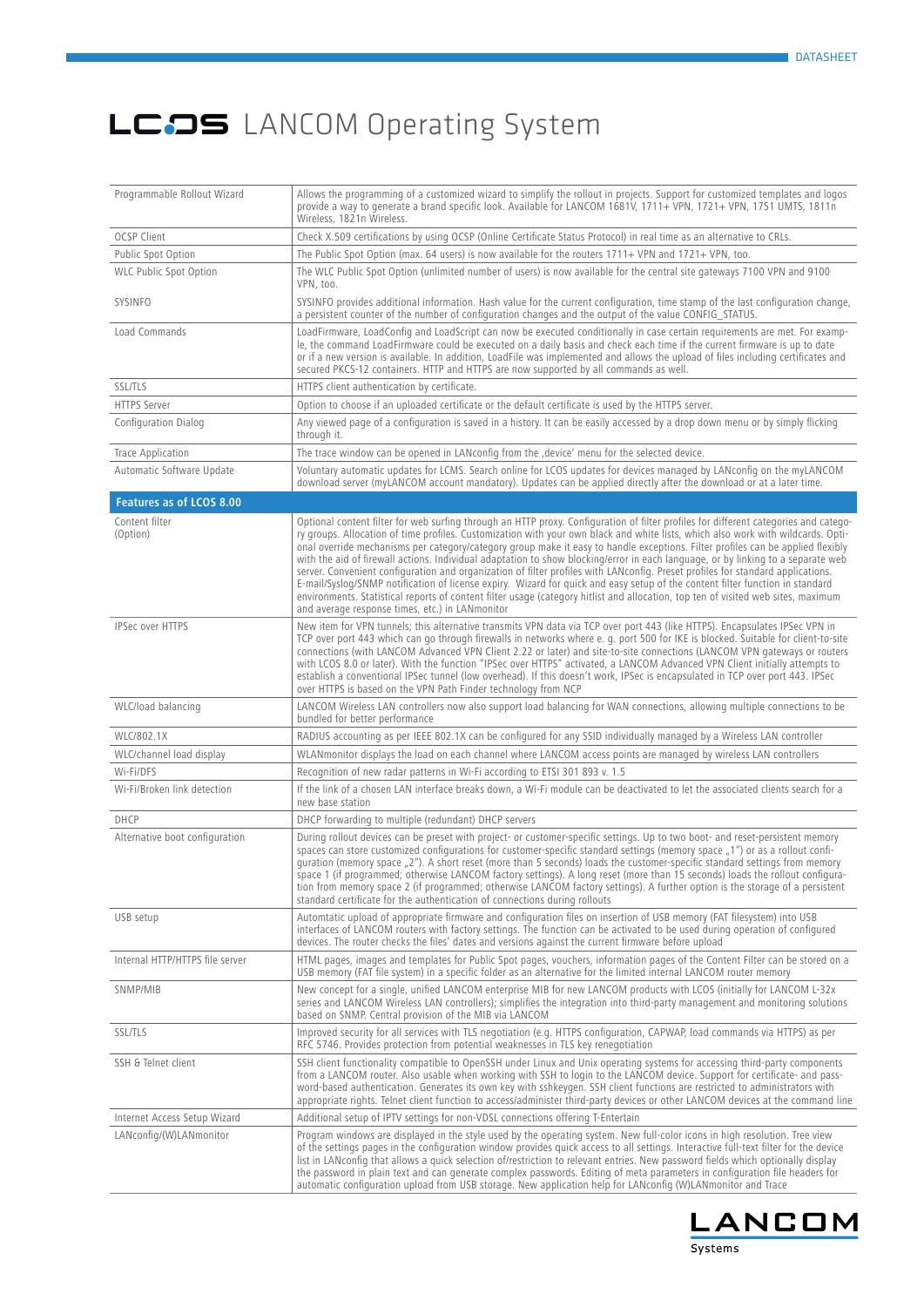# LCOS LANCOM Operating System

| | |
|---|---|
| Programmable Rollout Wizard | Allows the programming of a customized wizard to simplify the rollout in projects. Support for customized templates and logos provide a way to generate a brand specific look. Available for LANCOM 1681V, 1711+ VPN, 1721+ VPN, 1751 UMTS, 1811n Wireless, 1821n Wireless. |
| OCSP Client | Check X.509 certifications by using OCSP (Online Certificate Status Protocol) in real time as an alternative to CRLs. |
| Public Spot Option | The Public Spot Option (max. 64 users) is now available for the routers 1711+ VPN and 1721+ VPN, too. |
| WLC Public Spot Option | The WLC Public Spot Option (unlimited number of users) is now available for the central site gateways 7100 VPN and 9100 VPN, too. |
| SYSINFO | SYSINFO provides additional information. Hash value for the current configuration, time stamp of the last configuration change, a persistent counter of the number of configuration changes and the output of the value CONFIG_STATUS. |
| Load Commands | LoadFirmware, LoadConfig and LoadScript can now be executed conditionally in case certain requirements are met. For example, the command LoadFirmware could be executed on a daily basis and check each time if the current firmware is up to date or if a new version is available. In addition, LoadFile was implemented and allows the upload of files including certificates and secured PKCS-12 containers. HTTP and HTTPS are now supported by all commands as well. |
| SSL/TLS | HTTPS client authentication by certificate. |
| HTTPS Server | Option to choose if an uploaded certificate or the default certificate is used by the HTTPS server. |
| Configuration Dialog | Any viewed page of a configuration is saved in a history. It can be easily accessed by a drop down menu or by simply flicking through it. |
| Trace Application | The trace window can be opened in LANconfig from the ‚device' menu for the selected device. |
| Automatic Software Update | Voluntary automatic updates for LCMS. Search online for LCOS updates for devices managed by LANconfig on the myLANCOM download server (myLANCOM account mandatory). Updates can be applied directly after the download or at a later time. |
| **Features as of LCOS 8.00** | |
| Content filter (Option) | Optional content filter for web surfing through an HTTP proxy. Configuration of filter profiles for different categories and category groups. Allocation of time profiles. Customization with your own black and white lists, which also work with wildcards. Optional override mechanisms per category/category group make it easy to handle exceptions. Filter profiles can be applied flexibly with the aid of firewall actions. Individual adaptation to show blocking/error in each language, or by linking to a separate web server. Convenient configuration and organization of filter profiles with LANconfig. Preset profiles for standard applications. E-mail/Syslog/SNMP notification of license expiry. Wizard for quick and easy setup of the content filter function in standard environments. Statistical reports of content filter usage (category hitlist and allocation, top ten of visited web sites, maximum and average response times, etc.) in LANmonitor |
| IPSec over HTTPS | New item for VPN tunnels; this alternative transmits VPN data via TCP over port 443 (like HTTPS). Encapsulates IPSec VPN in TCP over port 443 which can go through firewalls in networks where e. g. port 500 for IKE is blocked. Suitable for client-to-site connections (with LANCOM Advanced VPN Client 2.22 or later) and site-to-site connections (LANCOM VPN gateways or routers with LCOS 8.0 or later). With the function "IPSec over HTTPS" activated, a LANCOM Advanced VPN Client initially attempts to establish a conventional IPSec tunnel (low overhead). If this doesn't work, IPSec is encapsulated in TCP over port 443. IPSec over HTTPS is based on the VPN Path Finder technology from NCP |
| WLC/load balancing | LANCOM Wireless LAN controllers now also support load balancing for WAN connections, allowing multiple connections to be bundled for better performance |
| WLC/802.1X | RADIUS accounting as per IEEE 802.1X can be configured for any SSID individually managed by a Wireless LAN controller |
| WLC/channel load display | WLANmonitor displays the load on each channel where LANCOM access points are managed by wireless LAN controllers |
| Wi-Fi/DFS | Recognition of new radar patterns in Wi-Fi according to ETSI 301 893 v. 1.5 |
| Wi-Fi/Broken link detection | If the link of a chosen LAN interface breaks down, a Wi-Fi module can be deactivated to let the associated clients search for a new base station |
| DHCP | DHCP forwarding to multiple (redundant) DHCP servers |
| Alternative boot configuration | During rollout devices can be preset with project- or customer-specific settings. Up to two boot- and reset-persistent memory spaces can store customized configurations for customer-specific standard settings (memory space „1") or as a rollout configuration (memory space „2"). A short reset (more than 5 seconds) loads the customer-specific standard settings from memory space 1 (if programmed; otherwise LANCOM factory settings). A long reset (more than 15 seconds) loads the rollout configuration from memory space 2 (if programmed; otherwise LANCOM factory settings). A further option is the storage of a persistent standard certificate for the authentication of connections during rollouts |
| USB setup | Automtatic upload of appropriate firmware and configuration files on insertion of USB memory (FAT filesystem) into USB interfaces of LANCOM routers with factory settings. The function can be activated to be used during operation of configured devices. The router checks the files' dates and versions against the current firmware before upload |
| Internal HTTP/HTTPS file server | HTML pages, images and templates for Public Spot pages, vouchers, information pages of the Content Filter can be stored on a USB memory (FAT file system) in a specific folder as an alternative for the limited internal LANCOM router memory |
| SNMP/MIB | New concept for a single, unified LANCOM enterprise MIB for new LANCOM products with LCOS (initially for LANCOM L-32x series and LANCOM Wireless LAN controllers); simplifies the integration into third-party management and monitoring solutions based on SNMP. Central provision of the MIB via LANCOM |
| SSL/TLS | Improved security for all services with TLS negotiation (e.g. HTTPS configuration, CAPWAP, load commands via HTTPS) as per RFC 5746. Provides protection from potential weaknesses in TLS key renegotiation |
| SSH & Telnet client | SSH client functionality compatible to OpenSSH under Linux and Unix operating systems for accessing third-party components from a LANCOM router. Also usable when working with SSH to login to the LANCOM device. Support for certificate- and password-based authentication. Generates its own key with sshkeygen. SSH client functions are restricted to administrators with appropriate rights. Telnet client function to access/administer third-party devices or other LANCOM devices at the command line |
| Internet Access Setup Wizard | Additional setup of IPTV settings for non-VDSL connections offering T-Entertain |
| LANconfig/(W)LANmonitor | Program windows are displayed in the style used by the operating system. New full-color icons in high resolution. Tree view of the settings pages in the configuration window provides quick access to all settings. Interactive full-text filter for the device list in LANconfig that allows a quick selection of/restriction to relevant entries. New password fields which optionally display the password in plain text and can generate complex passwords. Editing of meta parameters in configuration file headers for automatic configuration upload from USB storage. New application help for LANconfig (W)LANmonitor and Trace |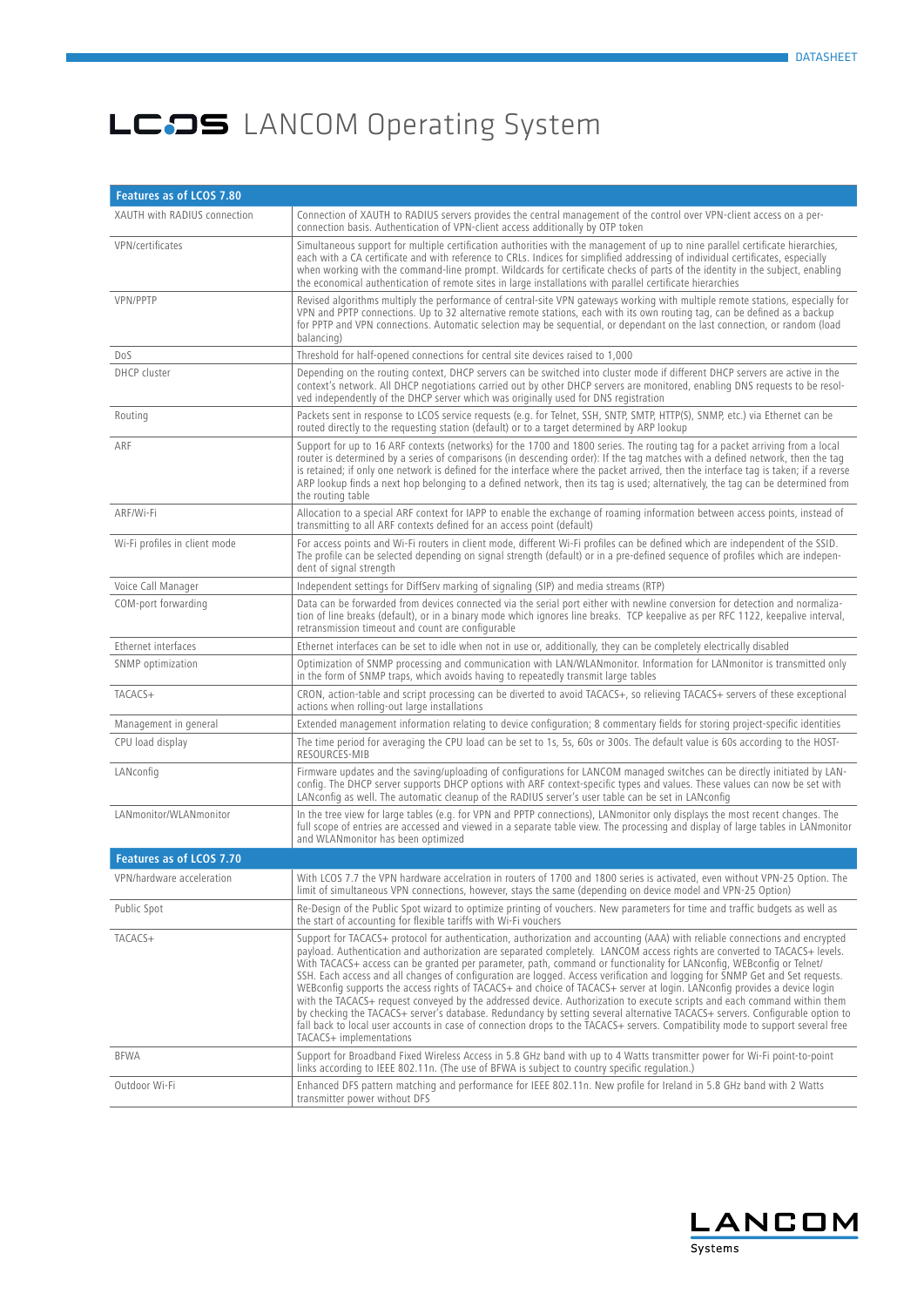# LCOS LANCOM Operating System

| Features as of LCOS 7.80 | |
|---|---|
| XAUTH with RADIUS connection | Connection of XAUTH to RADIUS servers provides the central management of the control over VPN-client access on a per-connection basis. Authentication of VPN-client access additionally by OTP token |
| VPN/certificates | Simultaneous support for multiple certification authorities with the management of up to nine parallel certificate hierarchies, each with a CA certificate and with reference to CRLs. Indices for simplified addressing of individual certificates, especially when working with the command-line prompt. Wildcards for certificate checks of parts of the identity in the subject, enabling the economical authentication of remote sites in large installations with parallel certificate hierarchies |
| VPN/PPTP | Revised algorithms multiply the performance of central-site VPN gateways working with multiple remote stations, especially for VPN and PPTP connections. Up to 32 alternative remote stations, each with its own routing tag, can be defined as a backup for PPTP and VPN connections. Automatic selection may be sequential, or dependant on the last connection, or random (load balancing) |
| DoS | Threshold for half-opened connections for central site devices raised to 1,000 |
| DHCP cluster | Depending on the routing context, DHCP servers can be switched into cluster mode if different DHCP servers are active in the context's network. All DHCP negotiations carried out by other DHCP servers are monitored, enabling DNS requests to be resolved independently of the DHCP server which was originally used for DNS registration |
| Routing | Packets sent in response to LCOS service requests (e.g. for Telnet, SSH, SNTP, SMTP, HTTP(S), SNMP, etc.) via Ethernet can be routed directly to the requesting station (default) or to a target determined by ARP lookup |
| ARF | Support for up to 16 ARF contexts (networks) for the 1700 and 1800 series. The routing tag for a packet arriving from a local router is determined by a series of comparisons (in descending order): If the tag matches with a defined network, then the tag is retained; if only one network is defined for the interface where the packet arrived, then the interface tag is taken; if a reverse ARP lookup finds a next hop belonging to a defined network, then its tag is used; alternatively, the tag can be determined from the routing table |
| ARF/Wi-Fi | Allocation to a special ARF context for IAPP to enable the exchange of roaming information between access points, instead of transmitting to all ARF contexts defined for an access point (default) |
| Wi-Fi profiles in client mode | For access points and Wi-Fi routers in client mode, different Wi-Fi profiles can be defined which are independent of the SSID. The profile can be selected depending on signal strength (default) or in a pre-defined sequence of profiles which are independent of signal strength |
| Voice Call Manager | Independent settings for DiffServ marking of signaling (SIP) and media streams (RTP) |
| COM-port forwarding | Data can be forwarded from devices connected via the serial port either with newline conversion for detection and normalization of line breaks (default), or in a binary mode which ignores line breaks. TCP keepalive as per RFC 1122, keepalive interval, retransmission timeout and count are configurable |
| Ethernet interfaces | Ethernet interfaces can be set to idle when not in use or, additionally, they can be completely electrically disabled |
| SNMP optimization | Optimization of SNMP processing and communication with LAN/WLANmonitor. Information for LANmonitor is transmitted only in the form of SNMP traps, which avoids having to repeatedly transmit large tables |
| TACACS+ | CRON, action-table and script processing can be diverted to avoid TACACS+, so relieving TACACS+ servers of these exceptional actions when rolling-out large installations |
| Management in general | Extended management information relating to device configuration; 8 commentary fields for storing project-specific identities |
| CPU load display | The time period for averaging the CPU load can be set to 1s, 5s, 60s or 300s. The default value is 60s according to the HOST-RESOURCES-MIB |
| LANconfig | Firmware updates and the saving/uploading of configurations for LANCOM managed switches can be directly initiated by LANconfig. The DHCP server supports DHCP options with ARF context-specific types and values. These values can now be set with LANconfig as well. The automatic cleanup of the RADIUS server's user table can be set in LANconfig |
| LANmonitor/WLANmonitor | In the tree view for large tables (e.g. for VPN and PPTP connections), LANmonitor only displays the most recent changes. The full scope of entries are accessed and viewed in a separate table view. The processing and display of large tables in LANmonitor and WLANmonitor has been optimized |
| **Features as of LCOS 7.70** | |
| VPN/hardware acceleration | With LCOS 7.7 the VPN hardware accelration in routers of 1700 and 1800 series is activated, even without VPN-25 Option. The limit of simultaneous VPN connections, however, stays the same (depending on device model and VPN-25 Option) |
| Public Spot | Re-Design of the Public Spot wizard to optimize printing of vouchers. New parameters for time and traffic budgets as well as the start of accounting for flexible tariffs with Wi-Fi vouchers |
| TACACS+ | Support for TACACS+ protocol for authentication, authorization and accounting (AAA) with reliable connections and encrypted payload. Authentication and authorization are separated completely. LANCOM access rights are converted to TACACS+ levels. With TACACS+ access can be granted per parameter, path, command or functionality for LANconfig, WEBconfig or Telnet/SSH. Each access and all changes of configuration are logged. Access verification and logging for SNMP Get and Set requests. WEBconfig supports the access rights of TACACS+ and choice of TACACS+ server at login. LANconfig provides a device login with the TACACS+ request conveyed by the addressed device. Authorization to execute scripts and each command within them by checking the TACACS+ server's database. Redundancy by setting several alternative TACACS+ servers. Configurable option to fall back to local user accounts in case of connection drops to the TACACS+ servers. Compatibility mode to support several free TACACS+ implementations |
| BFWA | Support for Broadband Fixed Wireless Access in 5.8 GHz band with up to 4 Watts transmitter power for Wi-Fi point-to-point links according to IEEE 802.11n. (The use of BFWA is subject to country specific regulation.) |
| Outdoor Wi-Fi | Enhanced DFS pattern matching and performance for IEEE 802.11n. New profile for Ireland in 5.8 GHz band with 2 Watts transmitter power without DFS |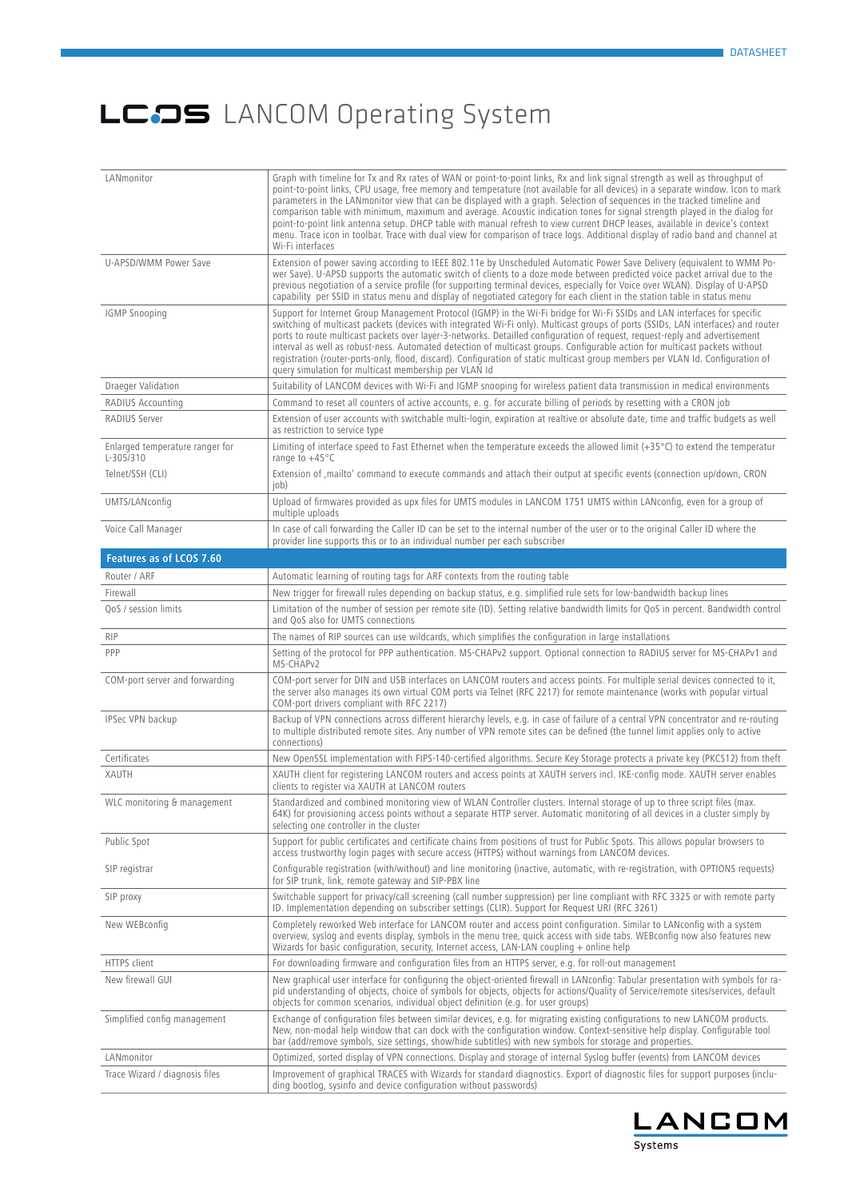# LCOS LANCOM Operating System

| | |
|---|---|
| LANmonitor | Graph with timeline for Tx and Rx rates of WAN or point-to-point links, Rx and link signal strength as well as throughput of point-to-point links, CPU usage, free memory and temperature (not available for all devices) in a separate window. Icon to mark parameters in the LANmonitor view that can be displayed with a graph. Selection of sequences in the tracked timeline and comparison table with minimum, maximum and average. Acoustic indication tones for signal strength played in the dialog for point-to-point link antenna setup. DHCP table with manual refresh to view current DHCP leases, available in device's context menu. Trace icon in toolbar. Trace with dual view for comparison of trace logs. Additional display of radio band and channel at Wi-Fi interfaces |
| U-APSD/WMM Power Save | Extension of power saving according to IEEE 802.11e by Unscheduled Automatic Power Save Delivery (equivalent to WMM Power Save). U-APSD supports the automatic switch of clients to a doze mode between predicted voice packet arrival due to the previous negotiation of a service profile (for supporting terminal devices, especially for Voice over WLAN). Display of U-APSD capability per SSID in status menu and display of negotiated category for each client in the station table in status menu |
| IGMP Snooping | Support for Internet Group Management Protocol (IGMP) in the Wi-Fi bridge for Wi-Fi SSIDs and LAN interfaces for specific switching of multicast packets (devices with integrated Wi-Fi only). Multicast groups of ports (SSIDs, LAN interfaces) and router ports to route multicast packets over layer-3-networks. Detailled configuration of request, request-reply and advertisement interval as well as robust-ness. Automated detection of multicast groups. Configurable action for multicast packets without registration (router-ports-only, flood, discard). Configuration of static multicast group members per VLAN Id. Configuration of query simulation for multicast membership per VLAN Id |
| Draeger Validation | Suitability of LANCOM devices with Wi-Fi and IGMP snooping for wireless patient data transmission in medical environments |
| RADIUS Accounting | Command to reset all counters of active accounts, e. g. for accurate billing of periods by resetting with a CRON job |
| RADIUS Server | Extension of user accounts with switchable multi-login, expiration at realtive or absolute date, time and traffic budgets as well as restriction to service type |
| Enlarged temperature ranger for L-305/310 | Limiting of interface speed to Fast Ethernet when the temperature exceeds the allowed limit (+35°C) to extend the temperatur range to +45°C |
| Telnet/SSH (CLI) | Extension of ,mailto' command to execute commands and attach their output at specific events (connection up/down, CRON job) |
| UMTS/LANconfig | Upload of firmwares provided as upx files for UMTS modules in LANCOM 1751 UMTS within LANconfig, even for a group of multiple uploads |
| Voice Call Manager | In case of call forwarding the Caller ID can be set to the internal number of the user or to the original Caller ID where the provider line supports this or to an individual number per each subscriber |
| **Features as of LCOS 7.60** | |
| Router / ARF | Automatic learning of routing tags for ARF contexts from the routing table |
| Firewall | New trigger for firewall rules depending on backup status, e.g. simplified rule sets for low-bandwidth backup lines |
| QoS / session limits | Limitation of the number of session per remote site (ID). Setting relative bandwidth limits for QoS in percent. Bandwidth control and QoS also for UMTS connections |
| RIP | The names of RIP sources can use wildcards, which simplifies the configuration in large installations |
| PPP | Setting of the protocol for PPP authentication. MS-CHAPv2 support. Optional connection to RADIUS server for MS-CHAPv1 and MS-CHAPv2 |
| COM-port server and forwarding | COM-port server for DIN and USB interfaces on LANCOM routers and access points. For multiple serial devices connected to it, the server also manages its own virtual COM ports via Telnet (RFC 2217) for remote maintenance (works with popular virtual COM-port drivers compliant with RFC 2217) |
| IPSec VPN backup | Backup of VPN connections across different hierarchy levels, e.g. in case of failure of a central VPN concentrator and re-routing to multiple distributed remote sites. Any number of VPN remote sites can be defined (the tunnel limit applies only to active connections) |
| Certificates | New OpenSSL implementation with FIPS-140-certified algorithms. Secure Key Storage protects a private key (PKCS12) from theft |
| XAUTH | XAUTH client for registering LANCOM routers and access points at XAUTH servers incl. IKE-config mode. XAUTH server enables clients to register via XAUTH at LANCOM routers |
| WLC monitoring & management | Standardized and combined monitoring view of WLAN Controller clusters. Internal storage of up to three script files (max. 64K) for provisioning access points without a separate HTTP server. Automatic monitoring of all devices in a cluster simply by selecting one controller in the cluster |
| Public Spot | Support for public certificates and certificate chains from positions of trust for Public Spots. This allows popular browsers to access trustworthy login pages with secure access (HTTPS) without warnings from LANCOM devices. |
| SIP registrar | Configurable registration (with/without) and line monitoring (inactive, automatic, with re-registration, with OPTIONS requests) for SIP trunk, link, remote gateway and SIP-PBX line |
| SIP proxy | Switchable support for privacy/call screening (call number suppression) per line compliant with RFC 3325 or with remote party ID. Implementation depending on subscriber settings (CLIR). Support for Request URI (RFC 3261) |
| New WEBconfig | Completely reworked Web interface for LANCOM router and access point configuration. Similar to LANconfig with a system overview, syslog and events display, symbols in the menu tree, quick access with side tabs. WEBconfig now also features new Wizards for basic configuration, security, Internet access, LAN-LAN coupling + online help |
| HTTPS client | For downloading firmware and configuration files from an HTTPS server, e.g. for roll-out management |
| New firewall GUI | New graphical user interface for configuring the object-oriented firewall in LANconfig: Tabular presentation with symbols for rapid understanding of objects, choice of symbols for objects, objects for actions/Quality of Service/remote sites/services, default objects for common scenarios, individual object definition (e.g. for user groups) |
| Simplified config management | Exchange of configuration files between similar devices, e.g. for migrating existing configurations to new LANCOM products. New, non-modal help window that can dock with the configuration window. Context-sensitive help display. Configurable tool bar (add/remove symbols, size settings, show/hide subtitles) with new symbols for storage and properties. |
| LANmonitor | Optimized, sorted display of VPN connections. Display and storage of internal Syslog buffer (events) from LANCOM devices |
| Trace Wizard / diagnosis files | Improvement of graphical TRACES with Wizards for standard diagnostics. Export of diagnostic files for support purposes (including bootlog, sysinfo and device configuration without passwords) |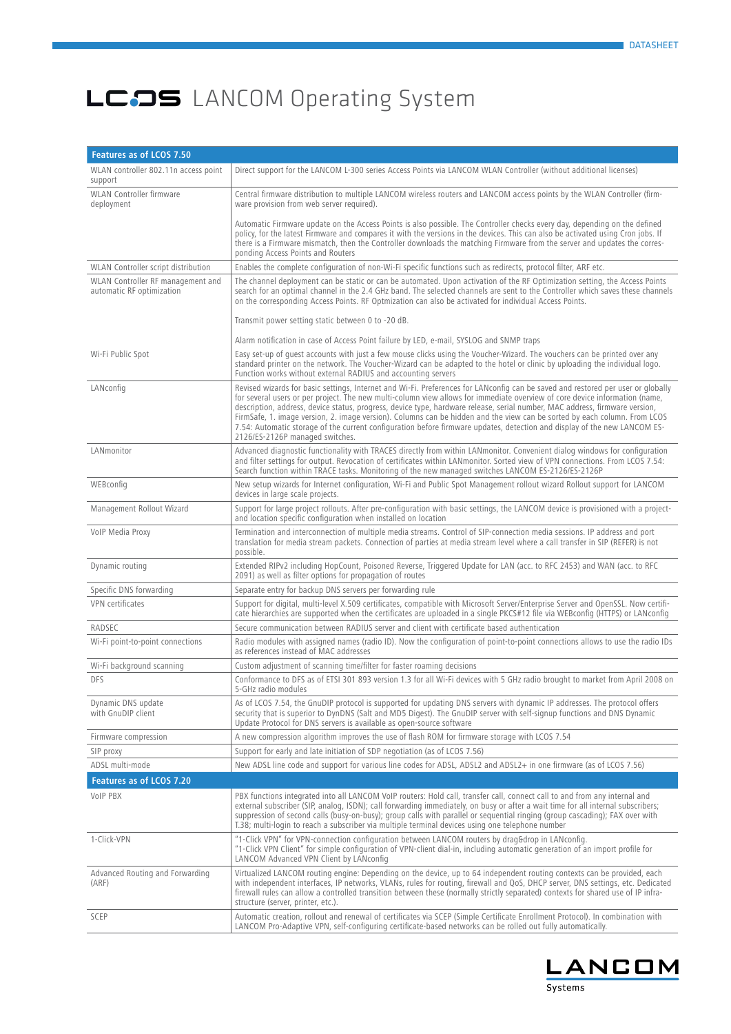# LCOS LANCOM Operating System

| Features as of LCOS 7.50 | |
|---|---|
| WLAN controller 802.11n access point support | Direct support for the LANCOM L-300 series Access Points via LANCOM WLAN Controller (without additional licenses) |
| WLAN Controller firmware deployment | Central firmware distribution to multiple LANCOM wireless routers and LANCOM access points by the WLAN Controller (firmware provision from web server required).<br><br>Automatic Firmware update on the Access Points is also possible. The Controller checks every day, depending on the defined policy, for the latest Firmware and compares it with the versions in the devices. This can also be activated using Cron jobs. If there is a Firmware mismatch, then the Controller downloads the matching Firmware from the server and updates the corresponding Access Points and Routers |
| WLAN Controller script distribution | Enables the complete configuration of non-Wi-Fi specific functions such as redirects, protocol filter, ARF etc. |
| WLAN Controller RF management and automatic RF optimization | The channel deployment can be static or can be automated. Upon activation of the RF Optimization setting, the Access Points search for an optimal channel in the 2.4 GHz band. The selected channels are sent to the Controller which saves these channels on the corresponding Access Points. RF Optmization can also be activated for individual Access Points.<br><br>Transmit power setting static between 0 to -20 dB.<br><br>Alarm notification in case of Access Point failure by LED, e-mail, SYSLOG and SNMP traps |
| Wi-Fi Public Spot | Easy set-up of guest accounts with just a few mouse clicks using the Voucher-Wizard. The vouchers can be printed over any standard printer on the network. The Voucher-Wizard can be adapted to the hotel or clinic by uploading the individual logo. Function works without external RADIUS and accounting servers |
| LANconfig | Revised wizards for basic settings, Internet and Wi-Fi. Preferences for LANconfig can be saved and restored per user or globally for several users or per project. The new multi-column view allows for immediate overview of core device information (name, description, address, device status, progress, device type, hardware release, serial number, MAC address, firmware version, FirmSafe, 1. image version, 2. image version). Columns can be hidden and the view can be sorted by each column. From LCOS 7.54: Automatic storage of the current configuration before firmware updates, detection and display of the new LANCOM ES-2126/ES-2126P managed switches. |
| LANmonitor | Advanced diagnostic functionality with TRACES directly from within LANmonitor. Convenient dialog windows for configuration and filter settings for output. Revocation of certificates within LANmonitor. Sorted view of VPN connections. From LCOS 7.54: Search function within TRACE tasks. Monitoring of the new managed switches LANCOM ES-2126/ES-2126P |
| WEBconfig | New setup wizards for Internet configuration, Wi-Fi and Public Spot Management rollout wizard Rollout support for LANCOM devices in large scale projects. |
| Management Rollout Wizard | Support for large project rollouts. After pre-configuration with basic settings, the LANCOM device is provisioned with a project- and location specific configuration when installed on location |
| VoIP Media Proxy | Termination and interconnection of multiple media streams. Control of SIP-connection media sessions. IP address and port translation for media stream packets. Connection of parties at media stream level where a call transfer in SIP (REFER) is not possible. |
| Dynamic routing | Extended RIPv2 including HopCount, Poisoned Reverse, Triggered Update for LAN (acc. to RFC 2453) and WAN (acc. to RFC 2091) as well as filter options for propagation of routes |
| Specific DNS forwarding | Separate entry for backup DNS servers per forwarding rule |
| VPN certificates | Support for digital, multi-level X.509 certificates, compatible with Microsoft Server/Enterprise Server and OpenSSL. Now certificate hierarchies are supported when the certificates are uploaded in a single PKCS#12 file via WEBconfig (HTTPS) or LANconfig |
| RADSEC | Secure communication between RADIUS server and client with certificate based authentication |
| Wi-Fi point-to-point connections | Radio modules with assigned names (radio ID). Now the configuration of point-to-point connections allows to use the radio IDs as references instead of MAC addresses |
| Wi-Fi background scanning | Custom adjustment of scanning time/filter for faster roaming decisions |
| DFS | Conformance to DFS as of ETSI 301 893 version 1.3 for all Wi-Fi devices with 5 GHz radio brought to market from April 2008 on 5-GHz radio modules |
| Dynamic DNS update with GnuDIP client | As of LCOS 7.54, the GnuDIP protocol is supported for updating DNS servers with dynamic IP addresses. The protocol offers security that is superior to DynDNS (Salt and MD5 Digest). The GnuDIP server with self-signup functions and DNS Dynamic Update Protocol for DNS servers is available as open-source software |
| Firmware compression | A new compression algorithm improves the use of flash ROM for firmware storage with LCOS 7.54 |
| SIP proxy | Support for early and late initiation of SDP negotiation (as of LCOS 7.56) |
| ADSL multi-mode | New ADSL line code and support for various line codes for ADSL, ADSL2 and ADSL2+ in one firmware (as of LCOS 7.56) |
| **Features as of LCOS 7.20** | |
| VoIP PBX | PBX functions integrated into all LANCOM VoIP routers: Hold call, transfer call, connect call to and from any internal and external subscriber (SIP, analog, ISDN); call forwarding immediately, on busy or after a wait time for all internal subscribers; suppression of second calls (busy-on-busy); group calls with parallel or sequential ringing (group cascading); FAX over with T.38; multi-login to reach a subscriber via multiple terminal devices using one telephone number |
| 1-Click-VPN | "1-Click VPN" for VPN-connection configuration between LANCOM routers by drag&drop in LANconfig.<br>"1-Click VPN Client" for simple configuration of VPN-client dial-in, including automatic generation of an import profile for LANCOM Advanced VPN Client by LANconfig |
| Advanced Routing and Forwarding (ARF) | Virtualized LANCOM routing engine: Depending on the device, up to 64 independent routing contexts can be provided, each with independent interfaces, IP networks, VLANs, rules for routing, firewall and QoS, DHCP server, DNS settings, etc. Dedicated firewall rules can allow a controlled transition between these (normally strictly separated) contexts for shared use of IP infrastructure (server, printer, etc.). |
| SCEP | Automatic creation, rollout and renewal of certificates via SCEP (Simple Certificate Enrollment Protocol). In combination with LANCOM Pro-Adaptive VPN, self-configuring certificate-based networks can be rolled out fully automatically. |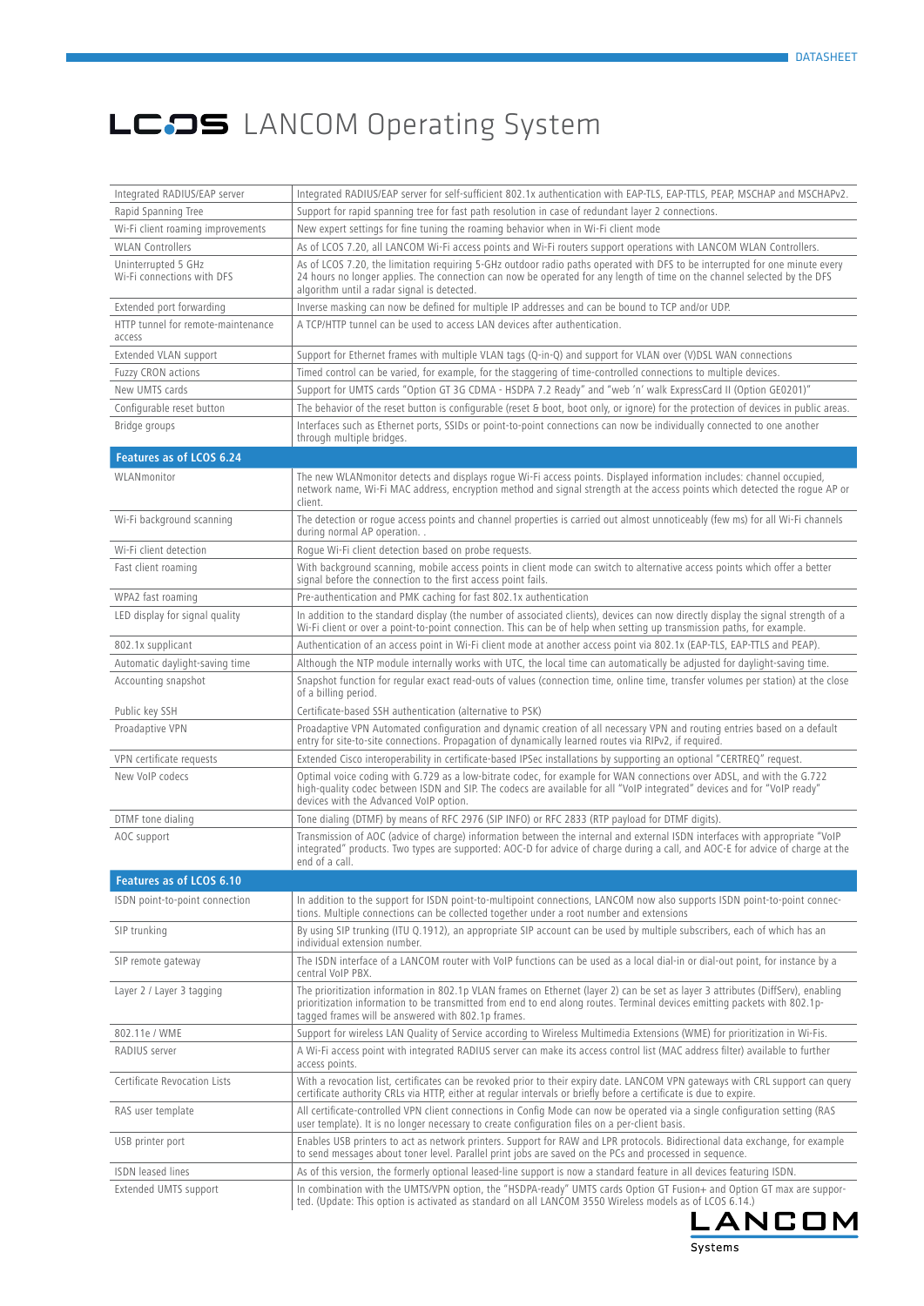# LCOS LANCOM Operating System

| | |
|---|---|
| Integrated RADIUS/EAP server | Integrated RADIUS/EAP server for self-sufficient 802.1x authentication with EAP-TLS, EAP-TTLS, PEAP, MSCHAP and MSCHAPv2. |
| Rapid Spanning Tree | Support for rapid spanning tree for fast path resolution in case of redundant layer 2 connections. |
| Wi-Fi client roaming improvements | New expert settings for fine tuning the roaming behavior when in Wi-Fi client mode |
| WLAN Controllers | As of LCOS 7.20, all LANCOM Wi-Fi access points and Wi-Fi routers support operations with LANCOM WLAN Controllers. |
| Uninterrupted 5 GHz Wi-Fi connections with DFS | As of LCOS 7.20, the limitation requiring 5-GHz outdoor radio paths operated with DFS to be interrupted for one minute every 24 hours no longer applies. The connection can now be operated for any length of time on the channel selected by the DFS algorithm until a radar signal is detected. |
| Extended port forwarding | Inverse masking can now be defined for multiple IP addresses and can be bound to TCP and/or UDP. |
| HTTP tunnel for remote-maintenance access | A TCP/HTTP tunnel can be used to access LAN devices after authentication. |
| Extended VLAN support | Support for Ethernet frames with multiple VLAN tags (Q-in-Q) and support for VLAN over (V)DSL WAN connections |
| Fuzzy CRON actions | Timed control can be varied, for example, for the staggering of time-controlled connections to multiple devices. |
| New UMTS cards | Support for UMTS cards "Option GT 3G CDMA - HSDPA 7.2 Ready" and "web 'n' walk ExpressCard II (Option GE0201)" |
| Configurable reset button | The behavior of the reset button is configurable (reset & boot, boot only, or ignore) for the protection of devices in public areas. |
| Bridge groups | Interfaces such as Ethernet ports, SSIDs or point-to-point connections can now be individually connected to one another through multiple bridges. |
| **Features as of LCOS 6.24** | |
| WLANmonitor | The new WLANmonitor detects and displays rogue Wi-Fi access points. Displayed information includes: channel occupied, network name, Wi-Fi MAC address, encryption method and signal strength at the access points which detected the rogue AP or client. |
| Wi-Fi background scanning | The detection or rogue access points and channel properties is carried out almost unnoticeably (few ms) for all Wi-Fi channels during normal AP operation. . |
| Wi-Fi client detection | Rogue Wi-Fi client detection based on probe requests. |
| Fast client roaming | With background scanning, mobile access points in client mode can switch to alternative access points which offer a better signal before the connection to the first access point fails. |
| WPA2 fast roaming | Pre-authentication and PMK caching for fast 802.1x authentication |
| LED display for signal quality | In addition to the standard display (the number of associated clients), devices can now directly display the signal strength of a Wi-Fi client or over a point-to-point connection. This can be of help when setting up transmission paths, for example. |
| 802.1x supplicant | Authentication of an access point in Wi-Fi client mode at another access point via 802.1x (EAP-TLS, EAP-TTLS and PEAP). |
| Automatic daylight-saving time | Although the NTP module internally works with UTC, the local time can automatically be adjusted for daylight-saving time. |
| Accounting snapshot | Snapshot function for regular exact read-outs of values (connection time, online time, transfer volumes per station) at the close of a billing period. |
| Public key SSH | Certificate-based SSH authentication (alternative to PSK) |
| Proadaptive VPN | Proadaptive VPN Automated configuration and dynamic creation of all necessary VPN and routing entries based on a default entry for site-to-site connections. Propagation of dynamically learned routes via RIPv2, if required. |
| VPN certificate requests | Extended Cisco interoperability in certificate-based IPSec installations by supporting an optional "CERTREQ" request. |
| New VoIP codecs | Optimal voice coding with G.729 as a low-bitrate codec, for example for WAN connections over ADSL, and with the G.722 high-quality codec between ISDN and SIP. The codecs are available for all "VoIP integrated" devices and for "VoIP ready" devices with the Advanced VoIP option. |
| DTMF tone dialing | Tone dialing (DTMF) by means of RFC 2976 (SIP INFO) or RFC 2833 (RTP payload for DTMF digits). |
| AOC support | Transmission of AOC (advice of charge) information between the internal and external ISDN interfaces with appropriate "VoIP integrated" products. Two types are supported: AOC-D for advice of charge during a call, and AOC-E for advice of charge at the end of a call. |
| **Features as of LCOS 6.10** | |
| ISDN point-to-point connection | In addition to the support for ISDN point-to-multipoint connections, LANCOM now also supports ISDN point-to-point connections. Multiple connections can be collected together under a root number and extensions |
| SIP trunking | By using SIP trunking (ITU Q.1912), an appropriate SIP account can be used by multiple subscribers, each of which has an individual extension number. |
| SIP remote gateway | The ISDN interface of a LANCOM router with VoIP functions can be used as a local dial-in or dial-out point, for instance by a central VoIP PBX. |
| Layer 2 / Layer 3 tagging | The prioritization information in 802.1p VLAN frames on Ethernet (layer 2) can be set as layer 3 attributes (DiffServ), enabling prioritization information to be transmitted from end to end along routes. Terminal devices emitting packets with 802.1p-tagged frames will be answered with 802.1p frames. |
| 802.11e / WME | Support for wireless LAN Quality of Service according to Wireless Multimedia Extensions (WME) for prioritization in Wi-Fis. |
| RADIUS server | A Wi-Fi access point with integrated RADIUS server can make its access control list (MAC address filter) available to further access points. |
| Certificate Revocation Lists | With a revocation list, certificates can be revoked prior to their expiry date. LANCOM VPN gateways with CRL support can query certificate authority CRLs via HTTP, either at regular intervals or briefly before a certificate is due to expire. |
| RAS user template | All certificate-controlled VPN client connections in Config Mode can now be operated via a single configuration setting (RAS user template). It is no longer necessary to create configuration files on a per-client basis. |
| USB printer port | Enables USB printers to act as network printers. Support for RAW and LPR protocols. Bidirectional data exchange, for example to send messages about toner level. Parallel print jobs are saved on the PCs and processed in sequence. |
| ISDN leased lines | As of this version, the formerly optional leased-line support is now a standard feature in all devices featuring ISDN. |
| Extended UMTS support | In combination with the UMTS/VPN option, the "HSDPA-ready" UMTS cards Option GT Fusion+ and Option GT max are supported. (Update: This option is activated as standard on all LANCOM 3550 Wireless models as of LCOS 6.14.) |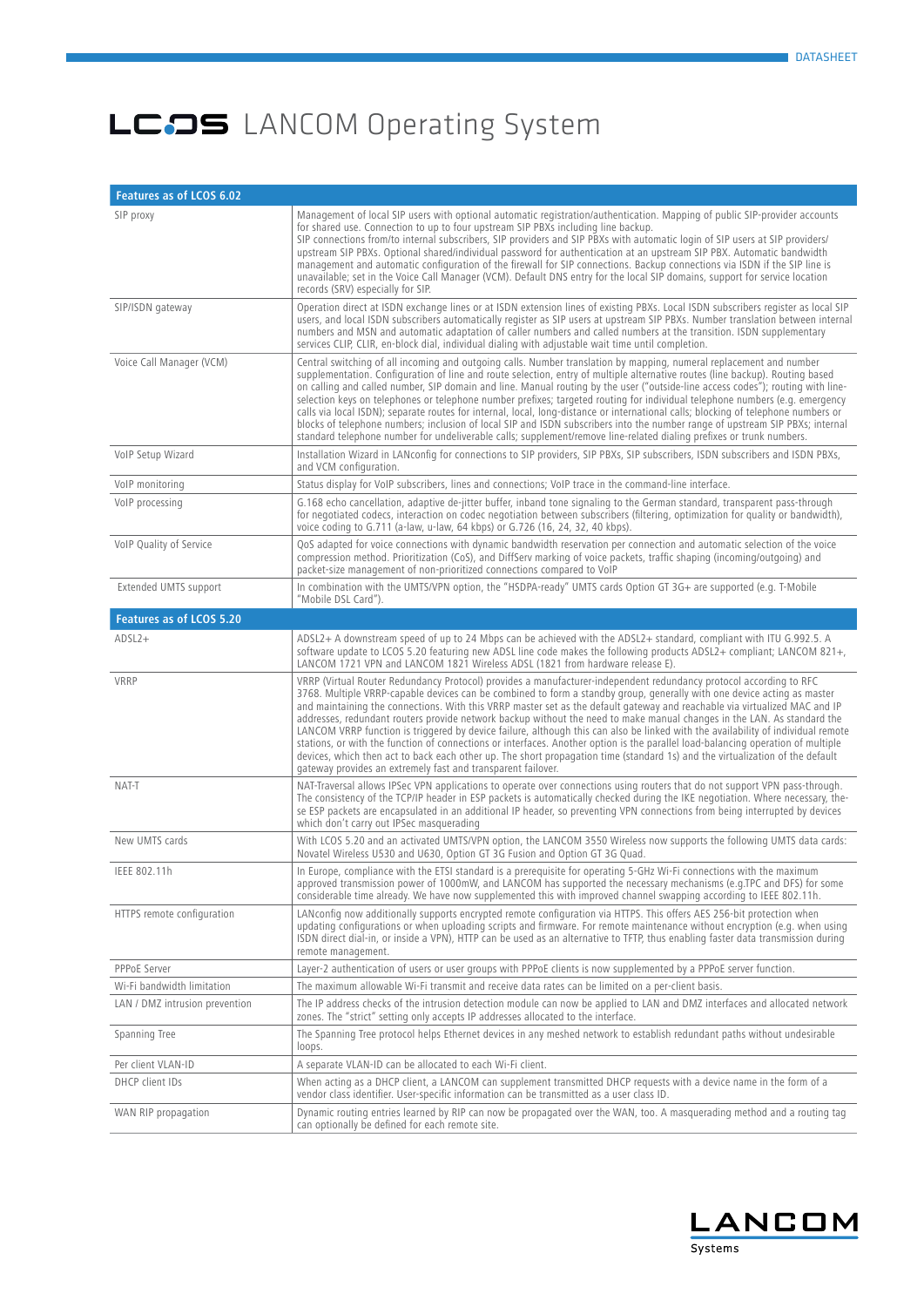# LCOS LANCOM Operating System

| Features as of LCOS 6.02 | |
|---|---|
| SIP proxy | Management of local SIP users with optional automatic registration/authentication. Mapping of public SIP-provider accounts for shared use. Connection to up to four upstream SIP PBXs including line backup. SIP connections from/to internal subscribers, SIP providers and SIP PBXs with automatic login of SIP users at SIP providers/ upstream SIP PBXs. Optional shared/individual password for authentication at an upstream SIP PBX. Automatic bandwidth management and automatic configuration of the firewall for SIP connections. Backup connections via ISDN if the SIP line is unavailable; set in the Voice Call Manager (VCM). Default DNS entry for the local SIP domains, support for service location records (SRV) especially for SIP. |
| SIP/ISDN gateway | Operation direct at ISDN exchange lines or at ISDN extension lines of existing PBXs. Local ISDN subscribers register as local SIP users, and local ISDN subscribers automatically register as SIP users at upstream SIP PBXs. Number translation between internal numbers and MSN and automatic adaptation of caller numbers and called numbers at the transition. ISDN supplementary services CLIP, CLIR, en-block dial, individual dialing with adjustable wait time until completion. |
| Voice Call Manager (VCM) | Central switching of all incoming and outgoing calls. Number translation by mapping, numeral replacement and number supplementation. Configuration of line and route selection, entry of multiple alternative routes (line backup). Routing based on calling and called number, SIP domain and line. Manual routing by the user ("outside-line access codes"); routing with line-selection keys on telephones or telephone number prefixes; targeted routing for individual telephone numbers (e.g. emergency calls via local ISDN); separate routes for internal, local, long-distance or international calls; blocking of telephone numbers or blocks of telephone numbers; inclusion of local SIP and ISDN subscribers into the number range of upstream SIP PBXs; internal standard telephone number for undeliverable calls; supplement/remove line-related dialing prefixes or trunk numbers. |
| VoIP Setup Wizard | Installation Wizard in LANconfig for connections to SIP providers, SIP PBXs, SIP subscribers, ISDN subscribers and ISDN PBXs, and VCM configuration. |
| VoIP monitoring | Status display for VoIP subscribers, lines and connections; VoIP trace in the command-line interface. |
| VoIP processing | G.168 echo cancellation, adaptive de-jitter buffer, inband tone signaling to the German standard, transparent pass-through for negotiated codecs, interaction on codec negotiation between subscribers (filtering, optimization for quality or bandwidth), voice coding to G.711 (a-law, u-law, 64 kbps) or G.726 (16, 24, 32, 40 kbps). |
| VoIP Quality of Service | QoS adapted for voice connections with dynamic bandwidth reservation per connection and automatic selection of the voice compression method. Prioritization (CoS), and DiffServ marking of voice packets, traffic shaping (incoming/outgoing) and packet-size management of non-prioritized connections compared to VoIP |
| Extended UMTS support | In combination with the UMTS/VPN option, the "HSDPA-ready" UMTS cards Option GT 3G+ are supported (e.g. T-Mobile "Mobile DSL Card"). |
| **Features as of LCOS 5.20** | |
| ADSL2+ | ADSL2+ A downstream speed of up to 24 Mbps can be achieved with the ADSL2+ standard, compliant with ITU G.992.5. A software update to LCOS 5.20 featuring new ADSL line code makes the following products ADSL2+ compliant; LANCOM 821+, LANCOM 1721 VPN and LANCOM 1821 Wireless ADSL (1821 from hardware release E). |
| VRRP | VRRP (Virtual Router Redundancy Protocol) provides a manufacturer-independent redundancy protocol according to RFC 3768. Multiple VRRP-capable devices can be combined to form a standby group, generally with one device acting as master and maintaining the connections. With this VRRP master set as the default gateway and reachable via virtualized MAC and IP addresses, redundant routers provide network backup without the need to make manual changes in the LAN. As standard the LANCOM VRRP function is triggered by device failure, although this can also be linked with the availability of individual remote stations, or with the function of connections or interfaces. Another option is the parallel load-balancing operation of multiple devices, which then act to back each other up. The short propagation time (standard 1s) and the virtualization of the default gateway provides an extremely fast and transparent failover. |
| NAT-T | NAT-Traversal allows IPSec VPN applications to operate over connections using routers that do not support VPN pass-through. The consistency of the TCP/IP header in ESP packets is automatically checked during the IKE negotiation. Where necessary, these ESP packets are encapsulated in an additional IP header, so preventing VPN connections from being interrupted by devices which don't carry out IPSec masquerading |
| New UMTS cards | With LCOS 5.20 and an activated UMTS/VPN option, the LANCOM 3550 Wireless now supports the following UMTS data cards: Novatel Wireless U530 and U630, Option GT 3G Fusion and Option GT 3G Quad. |
| IEEE 802.11h | In Europe, compliance with the ETSI standard is a prerequisite for operating 5-GHz Wi-Fi connections with the maximum approved transmission power of 1000mW, and LANCOM has supported the necessary mechanisms (e.g.TPC and DFS) for some considerable time already. We have now supplemented this with improved channel swapping according to IEEE 802.11h. |
| HTTPS remote configuration | LANconfig now additionally supports encrypted remote configuration via HTTPS. This offers AES 256-bit protection when updating configurations or when uploading scripts and firmware. For remote maintenance without encryption (e.g. when using ISDN direct dial-in, or inside a VPN), HTTP can be used as an alternative to TFTP, thus enabling faster data transmission during remote management. |
| PPPoE Server | Layer-2 authentication of users or user groups with PPPoE clients is now supplemented by a PPPoE server function. |
| Wi-Fi bandwidth limitation | The maximum allowable Wi-Fi transmit and receive data rates can be limited on a per-client basis. |
| LAN / DMZ intrusion prevention | The IP address checks of the intrusion detection module can now be applied to LAN and DMZ interfaces and allocated network zones. The "strict" setting only accepts IP addresses allocated to the interface. |
| Spanning Tree | The Spanning Tree protocol helps Ethernet devices in any meshed network to establish redundant paths without undesirable loops. |
| Per client VLAN-ID | A separate VLAN-ID can be allocated to each Wi-Fi client. |
| DHCP client IDs | When acting as a DHCP client, a LANCOM can supplement transmitted DHCP requests with a device name in the form of a vendor class identifier. User-specific information can be transmitted as a user class ID. |
| WAN RIP propagation | Dynamic routing entries learned by RIP can now be propagated over the WAN, too. A masquerading method and a routing tag can optionally be defined for each remote site. |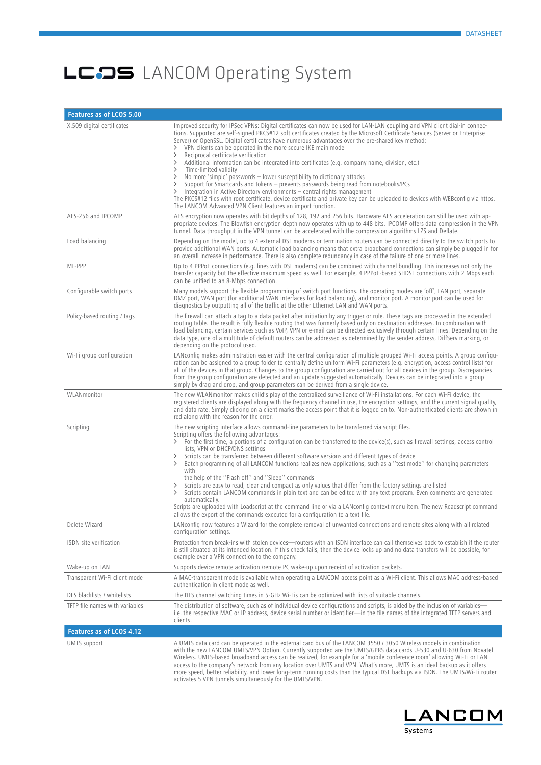# LCOS LANCOM Operating System

| Features as of LCOS 5.00 | |
|---|---|
| X.509 digital certificates | Improved security for IPSec VPNs: Digital certificates can now be used for LAN-LAN coupling and VPN client dial-in connections. Supported are self-signed PKCS#12 soft certificates created by the Microsoft Certificate Services (Server or Enterprise Server) or OpenSSL. Digital certificates have numerous advantages over the pre-shared key method:<br>> VPN clients can be operated in the more secure IKE main mode<br>> Reciprocal certificate verification<br>> Additional information can be integrated into certificates (e.g. company name, division, etc.)<br>> Time-limited validity<br>> No more 'simple' passwords – lower susceptibility to dictionary attacks<br>> Support for Smartcards and tokens – prevents passwords being read from notebooks/PCs<br>> Integration in Active Directory environments – central rights management<br>The PKCS#12 files with root certificate, device certificate and private key can be uploaded to devices with WEBconfig via https. The LANCOM Advanced VPN Client features an import function. |
| AES-256 and IPCOMP | AES encryption now operates with bit depths of 128, 192 and 256 bits. Hardware AES acceleration can still be used with appropriate devices. The Blowfish encryption depth now operates with up to 448 bits. IPCOMP offers data compression in the VPN tunnel. Data throughput in the VPN tunnel can be accelerated with the compression algorithms LZS and Deflate. |
| Load balancing | Depending on the model, up to 4 external DSL modems or termination routers can be connected directly to the switch ports to provide additional WAN ports. Automatic load balancing means that extra broadband connections can simply be plugged in for an overall increase in performance. There is also complete redundancy in case of the failure of one or more lines. |
| ML-PPP | Up to 4 PPPoE connections (e.g. lines with DSL modems) can be combined with channel bundling. This increases not only the transfer capacity but the effective maximum speed as well. For example, 4 PPPoE-based SHDSL connections with 2 Mbps each can be unified to an 8-Mbps connection. |
| Configurable switch ports | Many models support the flexible programming of switch port functions. The operating modes are 'off', LAN port, separate DMZ port, WAN port (for additional WAN interfaces for load balancing), and monitor port. A monitor port can be used for diagnostics by outputting all of the traffic at the other Ethernet LAN and WAN ports. |
| Policy-based routing / tags | The firewall can attach a tag to a data packet after initiation by any trigger or rule. These tags are processed in the extended routing table. The result is fully flexible routing that was formerly based only on destination addresses. In combination with load balancing, certain services such as VoIP, VPN or e-mail can be directed exclusively through certain lines. Depending on the data type, one of a multitude of default routers can be addressed as determined by the sender address, DiffServ marking, or depending on the protocol used. |
| Wi-Fi group configuration | LANconfig makes administration easier with the central configuration of multiple grouped Wi-Fi access points. A group configuration can be assigned to a group folder to centrally define uniform Wi-Fi parameters (e.g. encryption, access control lists) for all of the devices in that group. Changes to the group configuration are carried out for all devices in the group. Discrepancies from the group configuration are detected and an update suggested automatically. Devices can be integrated into a group simply by drag and drop, and group parameters can be derived from a single device. |
| WLANmonitor | The new WLANmonitor makes child's play of the centralized surveillance of Wi-Fi installations. For each Wi-Fi device, the registered clients are displayed along with the frequency channel in use, the encryption settings, and the current signal quality, and data rate. Simply clicking on a client marks the access point that it is logged on to. Non-authenticated clients are shown in red along with the reason for the error. |
| Scripting | The new scripting interface allows command-line parameters to be transferred via script files.<br>Scripting offers the following advantages:<br>> For the first time, a portions of a configuration can be transferred to the device(s), such as firewall settings, access control lists, VPN or DHCP/DNS settings<br>> Scripts can be transferred between different software versions and different types of device<br>> Batch programming of all LANCOM functions realizes new applications, such as a ''test mode'' for changing parameters with the help of the ''Flash off'' and ''Sleep'' commands<br>> Scripts are easy to read, clear and compact as only values that differ from the factory settings are listed<br>> Scripts contain LANCOM commands in plain text and can be edited with any text program. Even comments are generated automatically.<br>Scripts are uploaded with Loadscript at the command line or via a LANconfig context menu item. The new Readscript command allows the export of the commands executed for a configuration to a text file. |
| Delete Wizard | LANconfig now features a Wizard for the complete removal of unwanted connections and remote sites along with all related configuration settings. |
| ISDN site verification | Protection from break-ins with stolen devices—routers with an ISDN interface can call themselves back to establish if the router is still situated at its intended location. If this check fails, then the device locks up and no data transfers will be possible, for example over a VPN connection to the company. |
| Wake-up on LAN | Supports device remote activation /remote PC wake-up upon receipt of activation packets. |
| Transparent Wi-Fi client mode | A MAC-transparent mode is available when operating a LANCOM access point as a Wi-Fi client. This allows MAC address-based authentication in client mode as well. |
| DFS blacklists / whitelists | The DFS channel switching times in 5-GHz Wi-Fis can be optimized with lists of suitable channels. |
| TFTP file names with variables | The distribution of software, such as of individual device configurations and scripts, is aided by the inclusion of variables—i.e. the respective MAC or IP address, device serial number or identifier—in the file names of the integrated TFTP servers and clients. |
| **Features as of LCOS 4.12** | |
| UMTS support | A UMTS data card can be operated in the external card bus of the LANCOM 3550 / 3050 Wireless models in combination with the new LANCOM UMTS/VPN Option. Currently supported are the UMTS/GPRS data cards U-530 and U-630 from Novatel Wireless. UMTS-based broadband access can be realized, for example for a 'mobile conference room' allowing Wi-Fi or LAN access to the company's network from any location over UMTS and VPN. What's more, UMTS is an ideal backup as it offers more speed, better reliability, and lower long-term running costs than the typical DSL backups via ISDN. The UMTS/Wi-Fi router activates 5 VPN tunnels simultaneously for the UMTS/VPN. |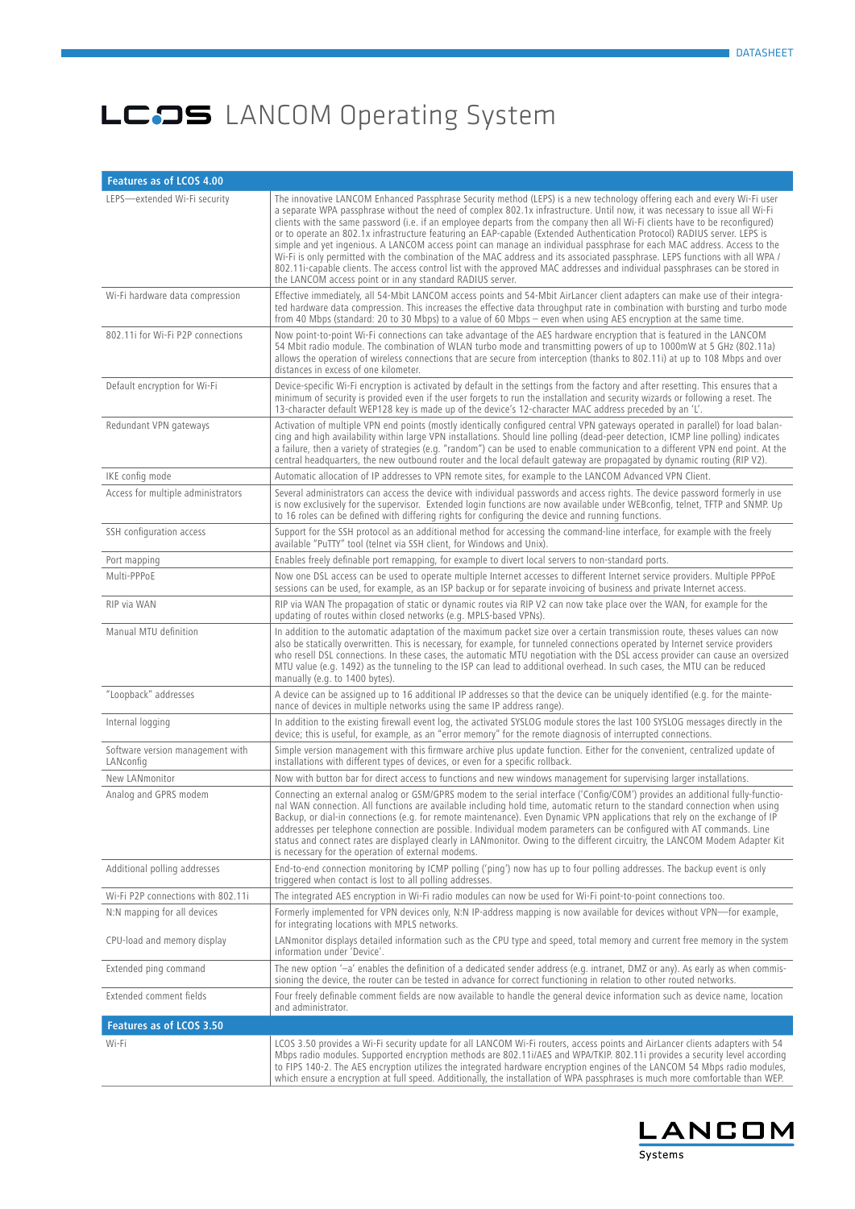# LCOS LANCOM Operating System

| Features as of LCOS 4.00 | |
|---|---|
| LEPS—extended Wi-Fi security | The innovative LANCOM Enhanced Passphrase Security method (LEPS) is a new technology offering each and every Wi-Fi user a separate WPA passphrase without the need of complex 802.1x infrastructure. Until now, it was necessary to issue all Wi-Fi clients with the same password (i.e. if an employee departs from the company then all Wi-Fi clients have to be reconfigured) or to operate an 802.1x infrastructure featuring an EAP-capable (Extended Authentication Protocol) RADIUS server. LEPS is simple and yet ingenious. A LANCOM access point can manage an individual passphrase for each MAC address. Access to the Wi-Fi is only permitted with the combination of the MAC address and its associated passphrase. LEPS functions with all WPA / 802.11i-capable clients. The access control list with the approved MAC addresses and individual passphrases can be stored in the LANCOM access point or in any standard RADIUS server. |
| Wi-Fi hardware data compression | Effective immediately, all 54-Mbit LANCOM access points and 54-Mbit AirLancer client adapters can make use of their integrated hardware data compression. This increases the effective data throughput rate in combination with bursting and turbo mode from 40 Mbps (standard: 20 to 30 Mbps) to a value of 60 Mbps – even when using AES encryption at the same time. |
| 802.11i for Wi-Fi P2P connections | Now point-to-point Wi-Fi connections can take advantage of the AES hardware encryption that is featured in the LANCOM 54 Mbit radio module. The combination of WLAN turbo mode and transmitting powers of up to 1000mW at 5 GHz (802.11a) allows the operation of wireless connections that are secure from interception (thanks to 802.11i) at up to 108 Mbps and over distances in excess of one kilometer. |
| Default encryption for Wi-Fi | Device-specific Wi-Fi encryption is activated by default in the settings from the factory and after resetting. This ensures that a minimum of security is provided even if the user forgets to run the installation and security wizards or following a reset. The 13-character default WEP128 key is made up of the device's 12-character MAC address preceded by an 'L'. |
| Redundant VPN gateways | Activation of multiple VPN end points (mostly identically configured central VPN gateways operated in parallel) for load balancing and high availability within large VPN installations. Should line polling (dead-peer detection, ICMP line polling) indicates a failure, then a variety of strategies (e.g. "random") can be used to enable communication to a different VPN end point. At the central headquarters, the new outbound router and the local default gateway are propagated by dynamic routing (RIP V2). |
| IKE config mode | Automatic allocation of IP addresses to VPN remote sites, for example to the LANCOM Advanced VPN Client. |
| Access for multiple administrators | Several administrators can access the device with individual passwords and access rights. The device password formerly in use is now exclusively for the supervisor. Extended login functions are now available under WEBconfig, telnet, TFTP and SNMP. Up to 16 roles can be defined with differing rights for configuring the device and running functions. |
| SSH configuration access | Support for the SSH protocol as an additional method for accessing the command-line interface, for example with the freely available "PuTTY" tool (telnet via SSH client, for Windows and Unix). |
| Port mapping | Enables freely definable port remapping, for example to divert local servers to non-standard ports. |
| Multi-PPPoE | Now one DSL access can be used to operate multiple Internet accesses to different Internet service providers. Multiple PPPoE sessions can be used, for example, as an ISP backup or for separate invoicing of business and private Internet access. |
| RIP via WAN | RIP via WAN The propagation of static or dynamic routes via RIP V2 can now take place over the WAN, for example for the updating of routes within closed networks (e.g. MPLS-based VPNs). |
| Manual MTU definition | In addition to the automatic adaptation of the maximum packet size over a certain transmission route, theses values can now also be statically overwritten. This is necessary, for example, for tunneled connections operated by Internet service providers who resell DSL connections. In these cases, the automatic MTU negotiation with the DSL access provider can cause an oversized MTU value (e.g. 1492) as the tunneling to the ISP can lead to additional overhead. In such cases, the MTU can be reduced manually (e.g. to 1400 bytes). |
| "Loopback" addresses | A device can be assigned up to 16 additional IP addresses so that the device can be uniquely identified (e.g. for the maintenance of devices in multiple networks using the same IP address range). |
| Internal logging | In addition to the existing firewall event log, the activated SYSLOG module stores the last 100 SYSLOG messages directly in the device; this is useful, for example, as an "error memory" for the remote diagnosis of interrupted connections. |
| Software version management with LANconfig | Simple version management with this firmware archive plus update function. Either for the convenient, centralized update of installations with different types of devices, or even for a specific rollback. |
| New LANmonitor | Now with button bar for direct access to functions and new windows management for supervising larger installations. |
| Analog and GPRS modem | Connecting an external analog or GSM/GPRS modem to the serial interface ('Config/COM') provides an additional fully-functional WAN connection. All functions are available including hold time, automatic return to the standard connection when using Backup, or dial-in connections (e.g. for remote maintenance). Even Dynamic VPN applications that rely on the exchange of IP addresses per telephone connection are possible. Individual modem parameters can be configured with AT commands. Line status and connect rates are displayed clearly in LANmonitor. Owing to the different circuitry, the LANCOM Modem Adapter Kit is necessary for the operation of external modems. |
| Additional polling addresses | End-to-end connection monitoring by ICMP polling ('ping') now has up to four polling addresses. The backup event is only triggered when contact is lost to all polling addresses. |
| Wi-Fi P2P connections with 802.11i | The integrated AES encryption in Wi-Fi radio modules can now be used for Wi-Fi point-to-point connections too. |
| N:N mapping for all devices | Formerly implemented for VPN devices only, N:N IP-address mapping is now available for devices without VPN—for example, for integrating locations with MPLS networks. |
| CPU-load and memory display | LANmonitor displays detailed information such as the CPU type and speed, total memory and current free memory in the system information under 'Device'. |
| Extended ping command | The new option '–a' enables the definition of a dedicated sender address (e.g. intranet, DMZ or any). As early as when commissioning the device, the router can be tested in advance for correct functioning in relation to other routed networks. |
| Extended comment fields | Four freely definable comment fields are now available to handle the general device information such as device name, location and administrator. |
| **Features as of LCOS 3.50** | |
| Wi-Fi | LCOS 3.50 provides a Wi-Fi security update for all LANCOM Wi-Fi routers, access points and AirLancer clients adapters with 54 Mbps radio modules. Supported encryption methods are 802.11i/AES and WPA/TKIP. 802.11i provides a security level according to FIPS 140-2. The AES encryption utilizes the integrated hardware encryption engines of the LANCOM 54 Mbps radio modules, which ensure a encryption at full speed. Additionally, the installation of WPA passphrases is much more comfortable than WEP. |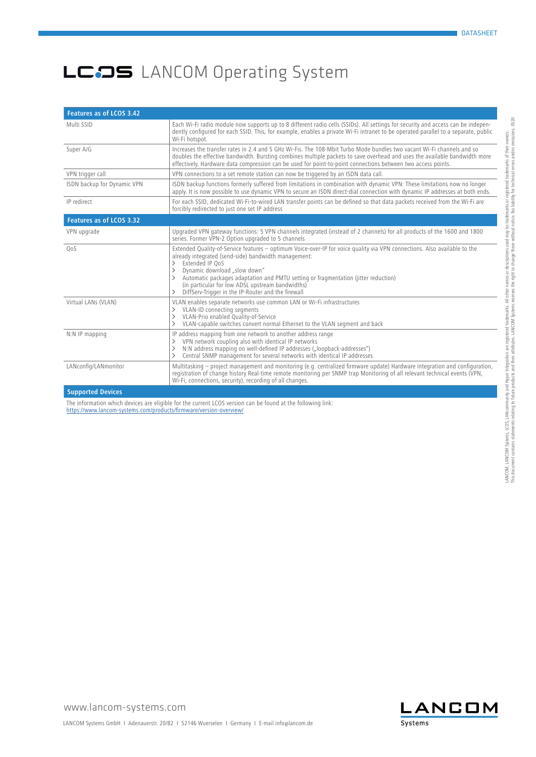# LCOS LANCOM Operating System

| Features as of LCOS 3.42 | |
|---|---|
| Multi SSID | Each Wi-Fi radio module now supports up to 8 different radio cells (SSIDs). All settings for security and access can be independently configured for each SSID. This, for example, enables a private Wi-Fi intranet to be operated parallel to a separate, public Wi-Fi hotspot. |
| Super A/G | Increases the transfer rates in 2.4 and 5 GHz Wi-Fis. The 108-Mbit Turbo Mode bundles two vacant Wi-Fi channels and so doubles the effective bandwidth. Bursting combines multiple packets to save overhead and uses the available bandwidth more effectively. Hardware data compression can be used for point-to-point connections between two access points. |
| VPN trigger call | VPN connections to a set remote station can now be triggered by an ISDN data call. |
| ISDN backup for Dynamic VPN | ISDN backup functions formerly suffered from limitations in combination with dynamic VPN: These limitations now no longer apply. It is now possible to use dynamic VPN to secure an ISDN direct-dial connection with dynamic IP addresses at both ends. |
| IP redirect | For each SSID, dedicated Wi-Fi-to-wired LAN transfer points can be defined so that data packets received from the Wi-Fi are forcibly redirected to just one set IP address |
| **Features as of LCOS 3.32** | |
| VPN upgrade | Upgraded VPN gateway functions: 5 VPN channels integrated (instead of 2 channels) for all products of the 1600 and 1800 series. Former VPN-2 Option upgraded to 5 channels |
| QoS | Extended Quality-of-Service features – optimum Voice-over-IP for voice quality via VPN connections. Also available to the already integrated (send-side) bandwidth management:<br>› Extended IP QoS<br>› Dynamic download „slow down"<br>› Automatic packages adaptation and PMTU setting or fragmentation (jitter reduction) (in particular for low ADSL upstream bandwidths)<br>› DiffServ-Trigger in the IP-Router and the firewall |
| Virtual LANs (VLAN) | VLAN enables separate networks use common LAN or Wi-Fi infrastructures<br>› VLAN-ID connecting segments<br>› VLAN-Prio enabled Quality-of-Service<br>› VLAN-capable switches convert normal Ethernet to the VLAN segment and back |
| N:N IP mapping | IP address mapping from one network to another address range<br>› VPN network coupling also with identical IP networks<br>› N:N address mapping on well-defined IP addresses („loopback-addresses")<br>› Central SNMP management for several networks with identical IP addresses |
| LANconfig/LANmonitor | Multitasking – project management and monitoring (e.g. centralized firmware update) Hardware integration and configuration, registration of change history Real-time remote monitoring per SNMP trap Monitoring of all relevant technical events (VPN, Wi-Fi, connections, security), recording of all changes. |

**Supported Devices**

The information which devices are eligible for the current LCOS version can be found at the following link:
https://www.lancom-systems.com/products/firmware/version-overview/

LANCOM, LANCOM Systems, LCOS, LANcommunity and Hyper Integration are registered trademarks. All other names or descriptions used may be trademarks or registered trademarks of their owners. This document contains statements relating to future products and their attributes. LANCOM Systems reserves the right to change these without notice. No liability for technical errors and/or omissions. 05/20

www.lancom-systems.com

LANCOM Systems GmbH I Adenauerstr. 20/B2 I 52146 Wuerselen I Germany I E-mail info@lancom.de